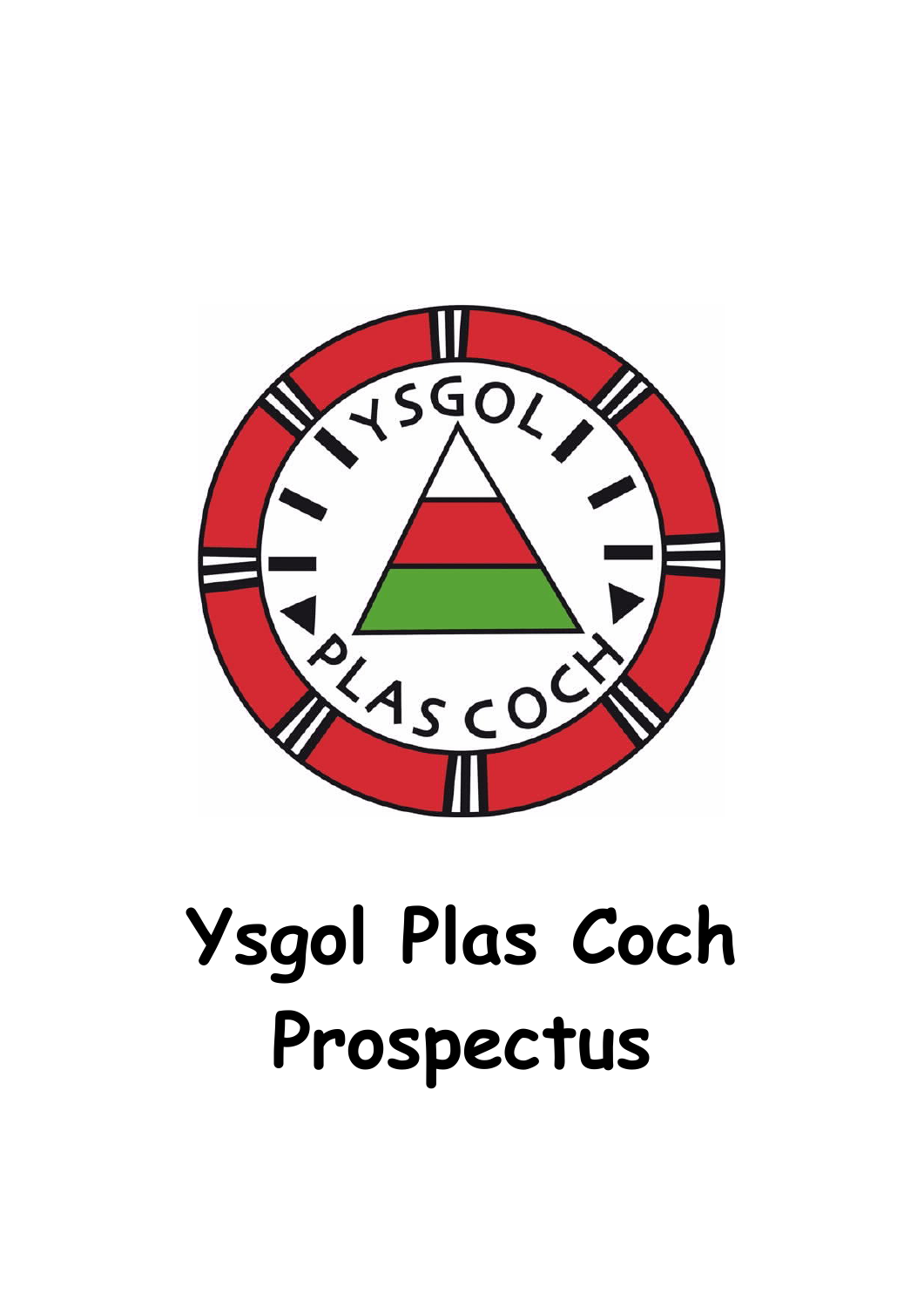# Ysgol Plas Coch Prospectus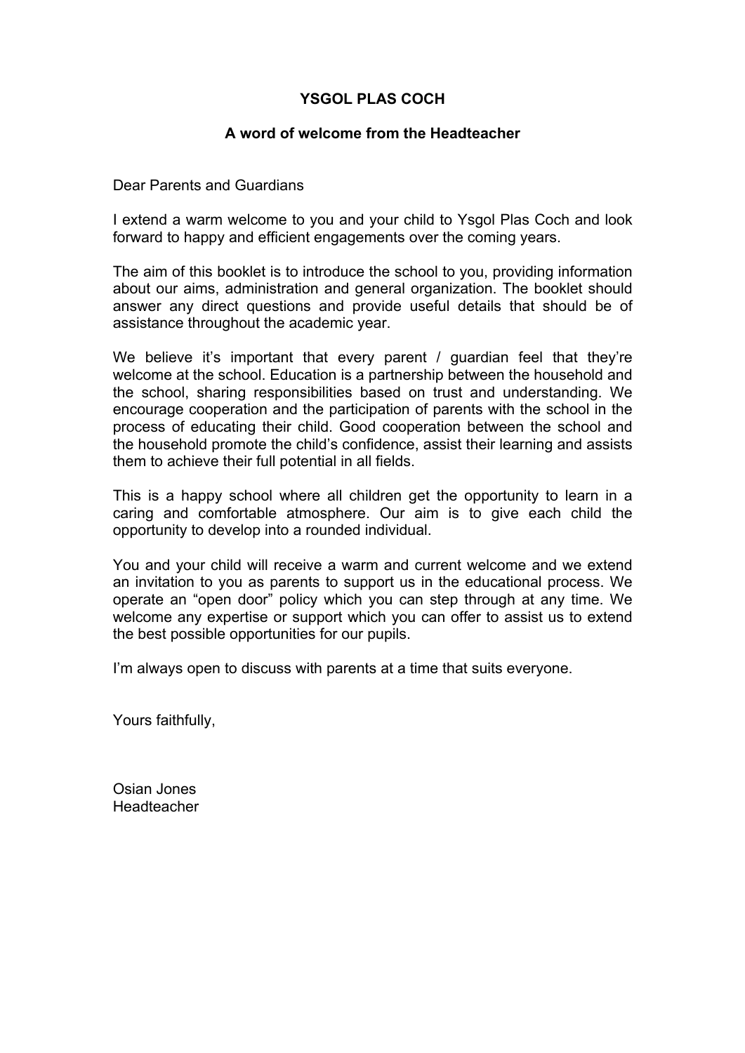# YSGOL PLAS COCH

## A word of welcome from the Headteacher

Dear Parents and Guardians

I extend a warm welcome to you and your child to Ysgol Plas Coch and look forward to happy and efficient engagements over the coming years.

The aim of this booklet is to introduce the school to you, providing information about our aims, administration and general organization. The booklet should answer any direct questions and provide useful details that should be of assistance throughout the academic year.

We believe it's important that every parent / guardian feel that they're welcome at the school. Education is a partnership between the household and the school, sharing responsibilities based on trust and understanding. We encourage cooperation and the participation of parents with the school in the process of educating their child. Good cooperation between the school and the household promote the child's confidence, assist their learning and assists them to achieve their full potential in all fields.

This is a happy school where all children get the opportunity to learn in a caring and comfortable atmosphere. Our aim is to give each child the opportunity to develop into a rounded individual.

You and your child will receive a warm and current welcome and we extend an invitation to you as parents to support us in the educational process. We operate an "open door" policy which you can step through at any time. We welcome any expertise or support which you can offer to assist us to extend the best possible opportunities for our pupils.

I'm always open to discuss with parents at a time that suits everyone.

Yours faithfully,

Osian Jones
Headteacher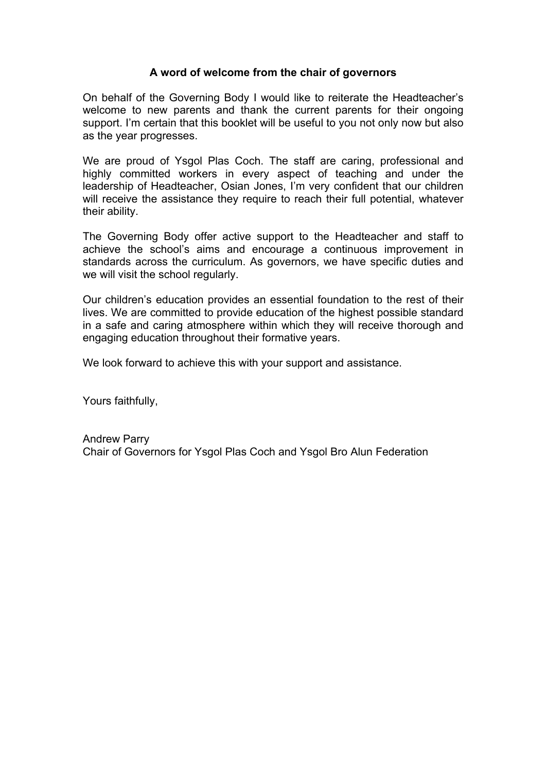**A word of welcome from the chair of governors**

On behalf of the Governing Body I would like to reiterate the Headteacher's welcome to new parents and thank the current parents for their ongoing support. I'm certain that this booklet will be useful to you not only now but also as the year progresses.

We are proud of Ysgol Plas Coch. The staff are caring, professional and highly committed workers in every aspect of teaching and under the leadership of Headteacher, Osian Jones, I'm very confident that our children will receive the assistance they require to reach their full potential, whatever their ability.

The Governing Body offer active support to the Headteacher and staff to achieve the school's aims and encourage a continuous improvement in standards across the curriculum. As governors, we have specific duties and we will visit the school regularly.

Our children's education provides an essential foundation to the rest of their lives. We are committed to provide education of the highest possible standard in a safe and caring atmosphere within which they will receive thorough and engaging education throughout their formative years.

We look forward to achieve this with your support and assistance.

Yours faithfully,

Andrew Parry
Chair of Governors for Ysgol Plas Coch and Ysgol Bro Alun Federation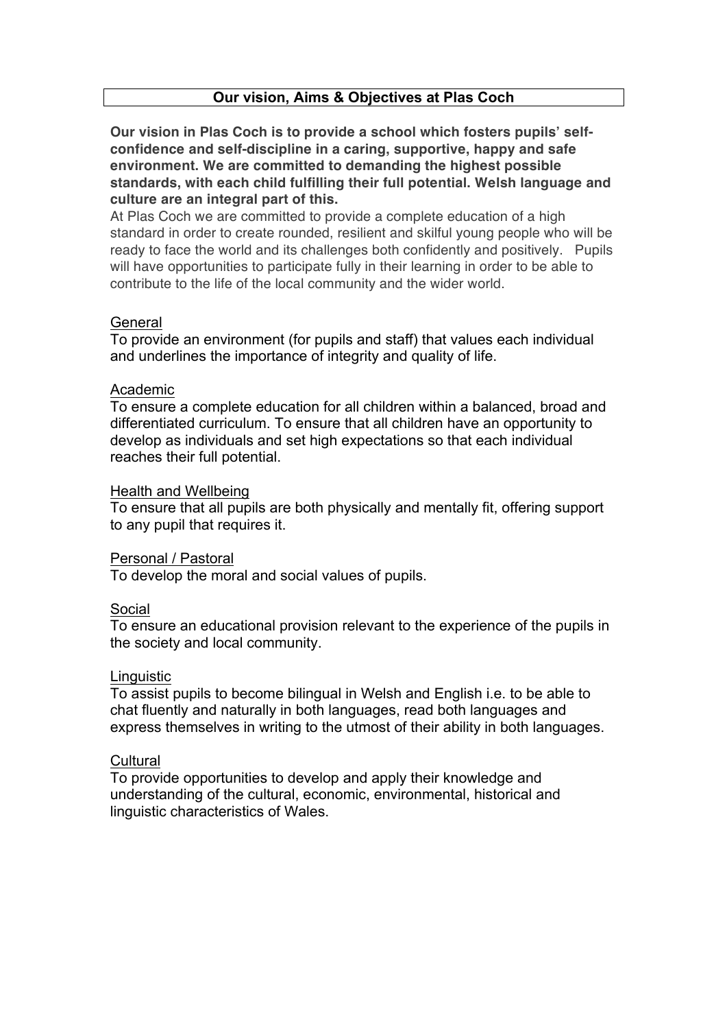# Our vision, Aims & Objectives at Plas Coch

**Our vision in Plas Coch is to provide a school which fosters pupils' self-confidence and self-discipline in a caring, supportive, happy and safe environment. We are committed to demanding the highest possible standards, with each child fulfilling their full potential. Welsh language and culture are an integral part of this.**

At Plas Coch we are committed to provide a complete education of a high standard in order to create rounded, resilient and skilful young people who will be ready to face the world and its challenges both confidently and positively. Pupils will have opportunities to participate fully in their learning in order to be able to contribute to the life of the local community and the wider world.

## General

To provide an environment (for pupils and staff) that values each individual and underlines the importance of integrity and quality of life.

## Academic

To ensure a complete education for all children within a balanced, broad and differentiated curriculum. To ensure that all children have an opportunity to develop as individuals and set high expectations so that each individual reaches their full potential.

## Health and Wellbeing

To ensure that all pupils are both physically and mentally fit, offering support to any pupil that requires it.

## Personal / Pastoral

To develop the moral and social values of pupils.

## Social

To ensure an educational provision relevant to the experience of the pupils in the society and local community.

## Linguistic

To assist pupils to become bilingual in Welsh and English i.e. to be able to chat fluently and naturally in both languages, read both languages and express themselves in writing to the utmost of their ability in both languages.

## Cultural

To provide opportunities to develop and apply their knowledge and understanding of the cultural, economic, environmental, historical and linguistic characteristics of Wales.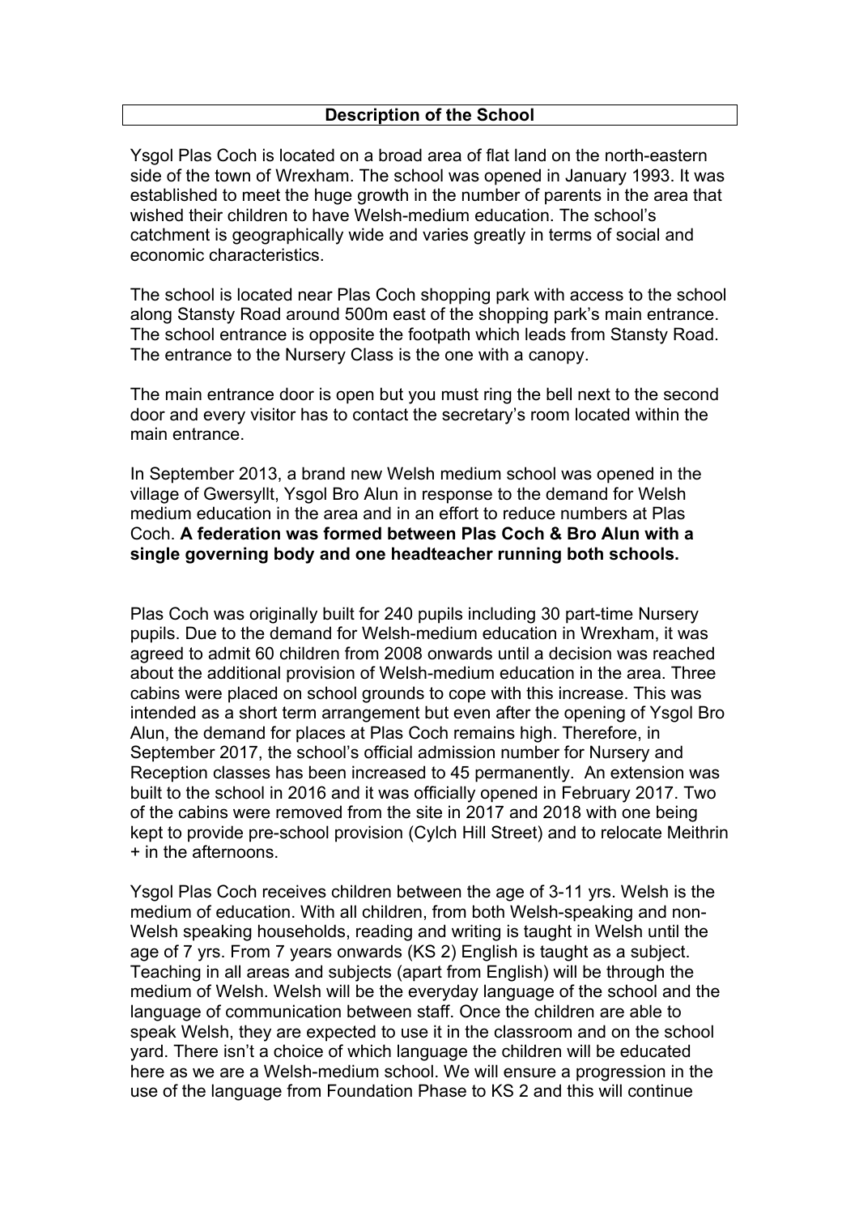## Description of the School

Ysgol Plas Coch is located on a broad area of flat land on the north-eastern side of the town of Wrexham. The school was opened in January 1993. It was established to meet the huge growth in the number of parents in the area that wished their children to have Welsh-medium education. The school's catchment is geographically wide and varies greatly in terms of social and economic characteristics.

The school is located near Plas Coch shopping park with access to the school along Stansty Road around 500m east of the shopping park's main entrance. The school entrance is opposite the footpath which leads from Stansty Road. The entrance to the Nursery Class is the one with a canopy.

The main entrance door is open but you must ring the bell next to the second door and every visitor has to contact the secretary's room located within the main entrance.

In September 2013, a brand new Welsh medium school was opened in the village of Gwersyllt, Ysgol Bro Alun in response to the demand for Welsh medium education in the area and in an effort to reduce numbers at Plas Coch. **A federation was formed between Plas Coch & Bro Alun with a single governing body and one headteacher running both schools.**

Plas Coch was originally built for 240 pupils including 30 part-time Nursery pupils. Due to the demand for Welsh-medium education in Wrexham, it was agreed to admit 60 children from 2008 onwards until a decision was reached about the additional provision of Welsh-medium education in the area. Three cabins were placed on school grounds to cope with this increase. This was intended as a short term arrangement but even after the opening of Ysgol Bro Alun, the demand for places at Plas Coch remains high. Therefore, in September 2017, the school's official admission number for Nursery and Reception classes has been increased to 45 permanently. An extension was built to the school in 2016 and it was officially opened in February 2017. Two of the cabins were removed from the site in 2017 and 2018 with one being kept to provide pre-school provision (Cylch Hill Street) and to relocate Meithrin + in the afternoons.

Ysgol Plas Coch receives children between the age of 3-11 yrs. Welsh is the medium of education. With all children, from both Welsh-speaking and non-Welsh speaking households, reading and writing is taught in Welsh until the age of 7 yrs. From 7 years onwards (KS 2) English is taught as a subject. Teaching in all areas and subjects (apart from English) will be through the medium of Welsh. Welsh will be the everyday language of the school and the language of communication between staff. Once the children are able to speak Welsh, they are expected to use it in the classroom and on the school yard. There isn't a choice of which language the children will be educated here as we are a Welsh-medium school. We will ensure a progression in the use of the language from Foundation Phase to KS 2 and this will continue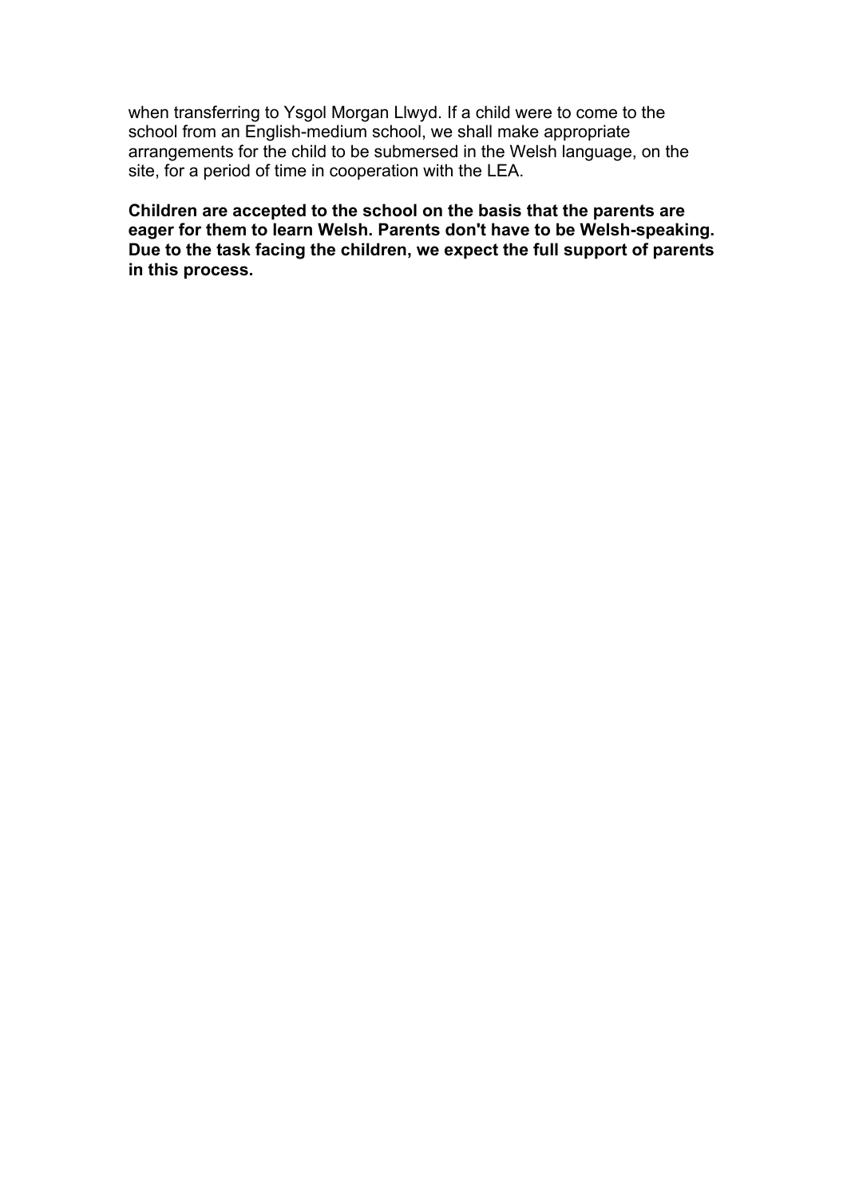when transferring to Ysgol Morgan Llwyd. If a child were to come to the school from an English-medium school, we shall make appropriate arrangements for the child to be submersed in the Welsh language, on the site, for a period of time in cooperation with the LEA.

**Children are accepted to the school on the basis that the parents are eager for them to learn Welsh. Parents don't have to be Welsh-speaking. Due to the task facing the children, we expect the full support of parents in this process.**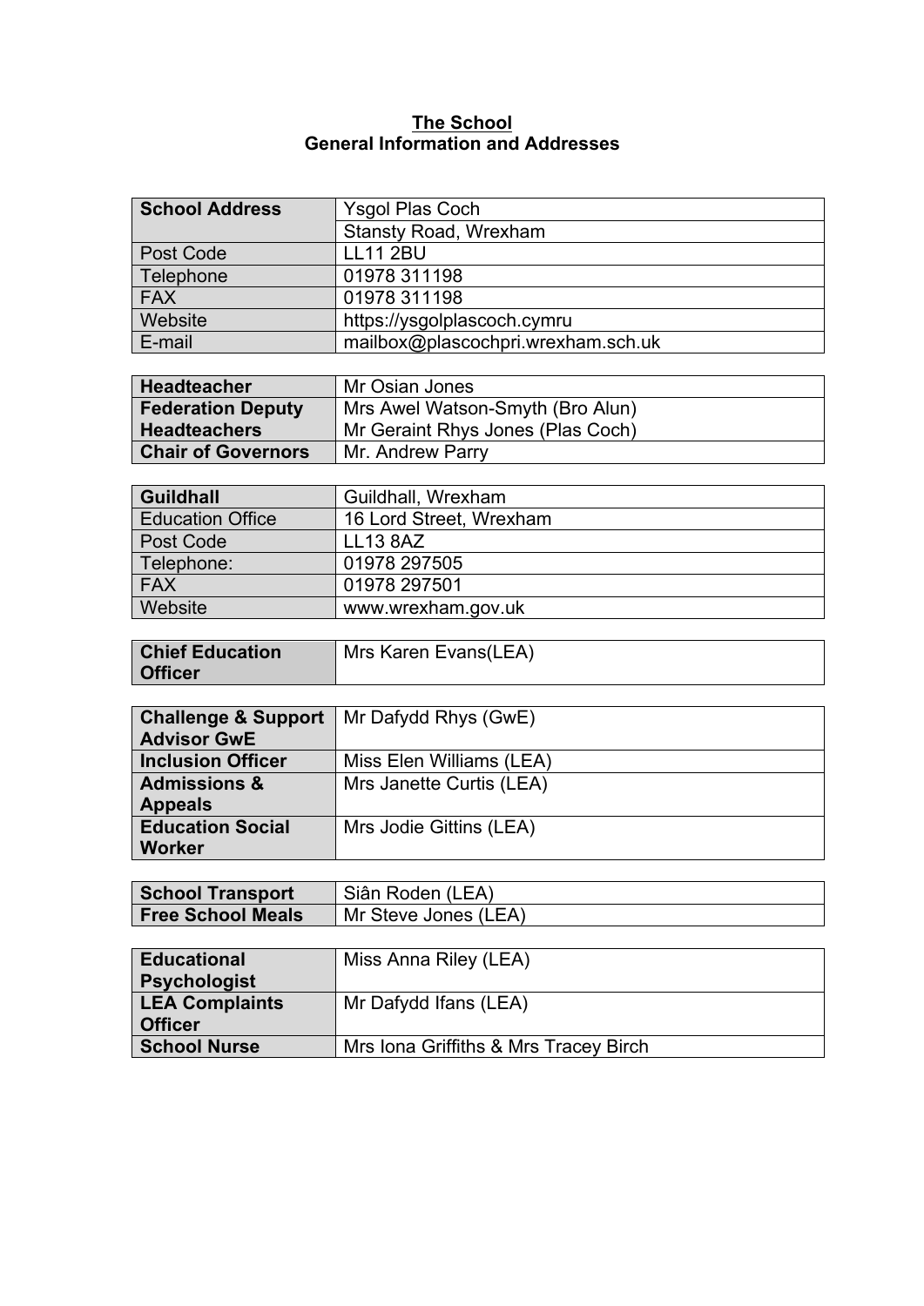**The School**
**General Information and Addresses**

| **School Address** | Ysgol Plas Coch |
|---|---|
| | Stansty Road, Wrexham |
| Post Code | LL11 2BU |
| Telephone | 01978 311198 |
| FAX | 01978 311198 |
| Website | https://ysgolplascoch.cymru |
| E-mail | mailbox@plascochpri.wrexham.sch.uk |

| **Headteacher** | Mr Osian Jones |
|---|---|
| **Federation Deputy Headteachers** | Mrs Awel Watson-Smyth (Bro Alun)<br>Mr Geraint Rhys Jones (Plas Coch) |
| **Chair of Governors** | Mr. Andrew Parry |

| **Guildhall** | Guildhall, Wrexham |
|---|---|
| Education Office | 16 Lord Street, Wrexham |
| Post Code | LL13 8AZ |
| Telephone: | 01978 297505 |
| FAX | 01978 297501 |
| Website | www.wrexham.gov.uk |

| **Chief Education Officer** | Mrs Karen Evans(LEA) |
|---|---|

| **Challenge & Support Advisor GwE** | Mr Dafydd Rhys (GwE) |
|---|---|
| **Inclusion Officer** | Miss Elen Williams (LEA) |
| **Admissions & Appeals** | Mrs Janette Curtis (LEA) |
| **Education Social Worker** | Mrs Jodie Gittins (LEA) |

| **School Transport** | Siân Roden (LEA) |
|---|---|
| **Free School Meals** | Mr Steve Jones (LEA) |

| **Educational Psychologist** | Miss Anna Riley (LEA) |
|---|---|
| **LEA Complaints Officer** | Mr Dafydd Ifans (LEA) |
| **School Nurse** | Mrs Iona Griffiths & Mrs Tracey Birch |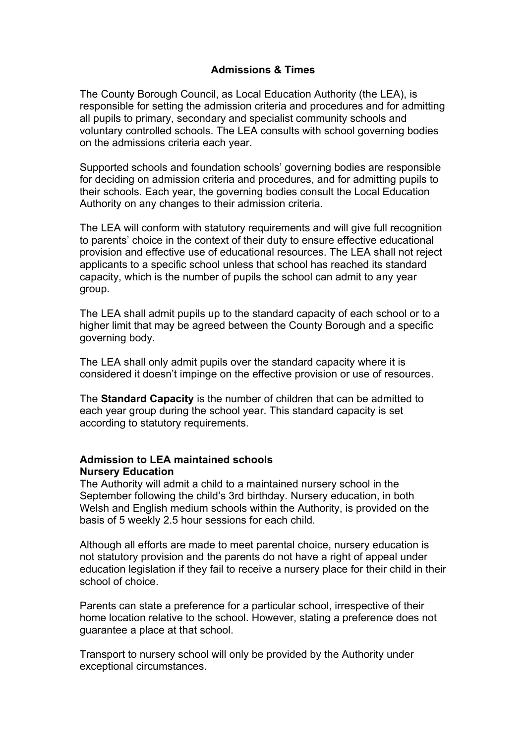## Admissions & Times

The County Borough Council, as Local Education Authority (the LEA), is responsible for setting the admission criteria and procedures and for admitting all pupils to primary, secondary and specialist community schools and voluntary controlled schools. The LEA consults with school governing bodies on the admissions criteria each year.

Supported schools and foundation schools' governing bodies are responsible for deciding on admission criteria and procedures, and for admitting pupils to their schools. Each year, the governing bodies consult the Local Education Authority on any changes to their admission criteria.

The LEA will conform with statutory requirements and will give full recognition to parents' choice in the context of their duty to ensure effective educational provision and effective use of educational resources. The LEA shall not reject applicants to a specific school unless that school has reached its standard capacity, which is the number of pupils the school can admit to any year group.

The LEA shall admit pupils up to the standard capacity of each school or to a higher limit that may be agreed between the County Borough and a specific governing body.

The LEA shall only admit pupils over the standard capacity where it is considered it doesn't impinge on the effective provision or use of resources.

The **Standard Capacity** is the number of children that can be admitted to each year group during the school year. This standard capacity is set according to statutory requirements.

### Admission to LEA maintained schools

#### Nursery Education

The Authority will admit a child to a maintained nursery school in the September following the child's 3rd birthday. Nursery education, in both Welsh and English medium schools within the Authority, is provided on the basis of 5 weekly 2.5 hour sessions for each child.

Although all efforts are made to meet parental choice, nursery education is not statutory provision and the parents do not have a right of appeal under education legislation if they fail to receive a nursery place for their child in their school of choice.

Parents can state a preference for a particular school, irrespective of their home location relative to the school. However, stating a preference does not guarantee a place at that school.

Transport to nursery school will only be provided by the Authority under exceptional circumstances.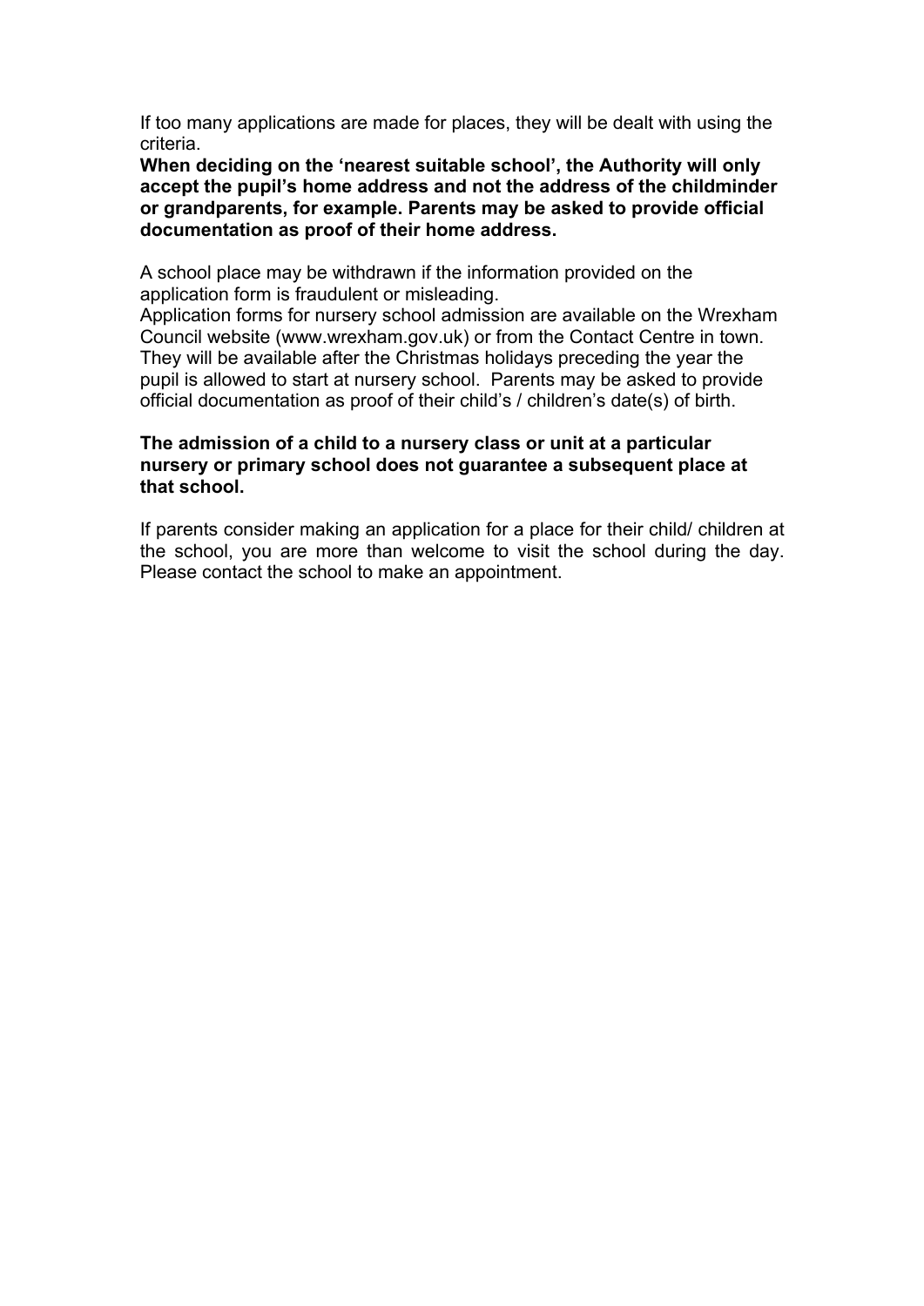If too many applications are made for places, they will be dealt with using the criteria.

**When deciding on the 'nearest suitable school', the Authority will only accept the pupil's home address and not the address of the childminder or grandparents, for example. Parents may be asked to provide official documentation as proof of their home address.**

A school place may be withdrawn if the information provided on the application form is fraudulent or misleading.

Application forms for nursery school admission are available on the Wrexham Council website (www.wrexham.gov.uk) or from the Contact Centre in town. They will be available after the Christmas holidays preceding the year the pupil is allowed to start at nursery school. Parents may be asked to provide official documentation as proof of their child's / children's date(s) of birth.

**The admission of a child to a nursery class or unit at a particular nursery or primary school does not guarantee a subsequent place at that school.**

If parents consider making an application for a place for their child/ children at the school, you are more than welcome to visit the school during the day. Please contact the school to make an appointment.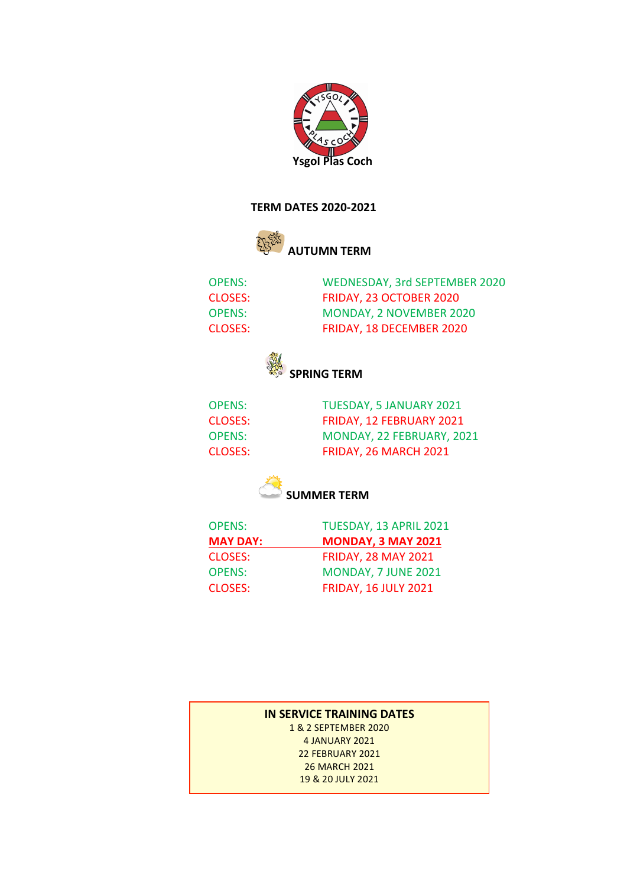Ysgol Plas Coch

# TERM DATES 2020-2021

## AUTUMN TERM

| | |
|---|---|
| OPENS: | WEDNESDAY, 3rd SEPTEMBER 2020 |
| CLOSES: | FRIDAY, 23 OCTOBER 2020 |
| OPENS: | MONDAY, 2 NOVEMBER 2020 |
| CLOSES: | FRIDAY, 18 DECEMBER 2020 |

## SPRING TERM

| | |
|---|---|
| OPENS: | TUESDAY, 5 JANUARY 2021 |
| CLOSES: | FRIDAY, 12 FEBRUARY 2021 |
| OPENS: | MONDAY, 22 FEBRUARY, 2021 |
| CLOSES: | FRIDAY, 26 MARCH 2021 |

## SUMMER TERM

| | |
|---|---|
| OPENS: | TUESDAY, 13 APRIL 2021 |
| **MAY DAY:** | **MONDAY, 3 MAY 2021** |
| CLOSES: | FRIDAY, 28 MAY 2021 |
| OPENS: | MONDAY, 7 JUNE 2021 |
| CLOSES: | FRIDAY, 16 JULY 2021 |

**IN SERVICE TRAINING DATES**

1 & 2 SEPTEMBER 2020
4 JANUARY 2021
22 FEBRUARY 2021
26 MARCH 2021
19 & 20 JULY 2021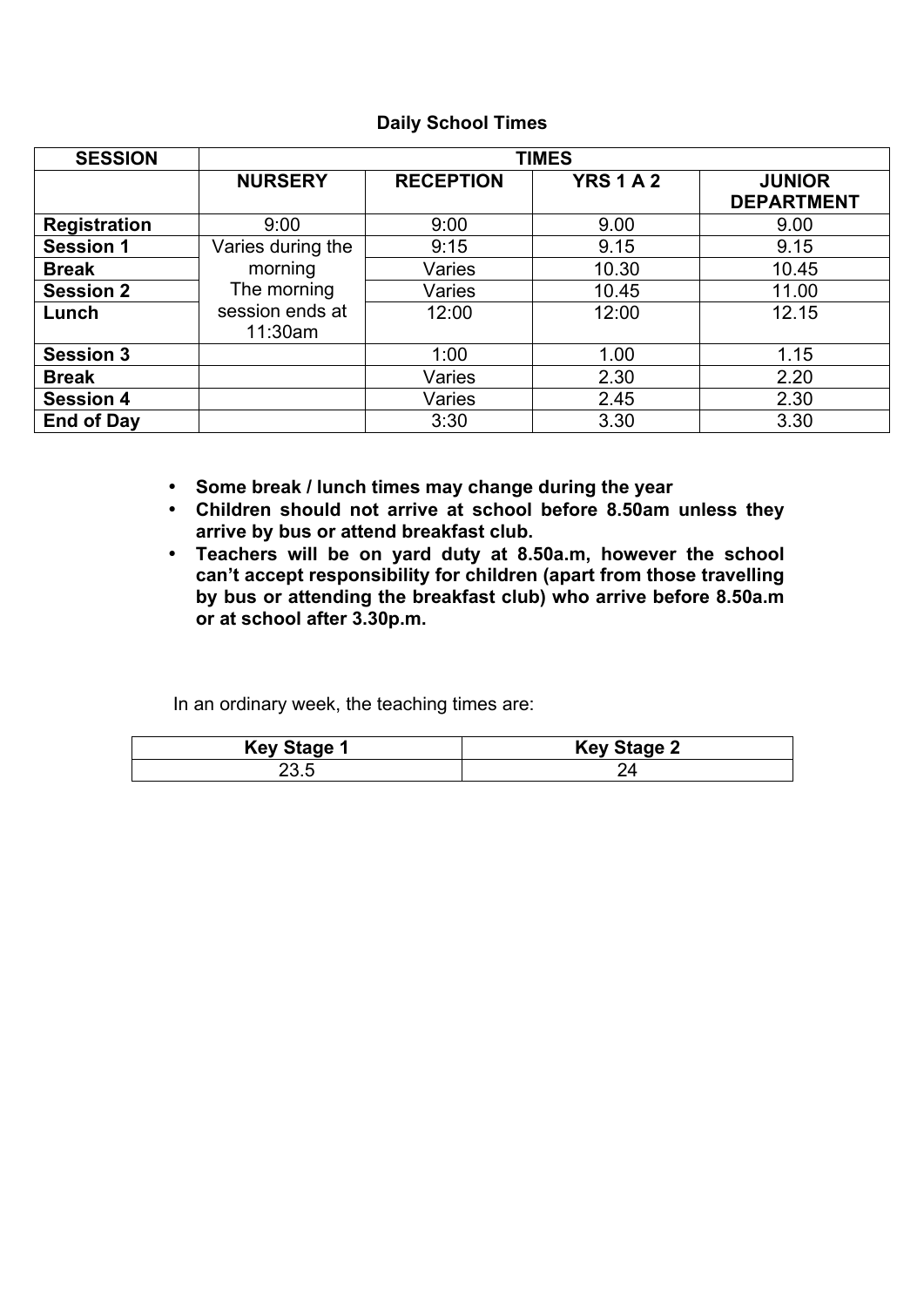**Daily School Times**

| SESSION | TIMES | | | |
|---|---|---|---|---|
| | NURSERY | RECEPTION | YRS 1 A 2 | JUNIOR DEPARTMENT |
| **Registration** | 9:00 | 9:00 | 9.00 | 9.00 |
| **Session 1** | Varies during the morning The morning session ends at 11:30am | 9:15 | 9.15 | 9.15 |
| **Break** | | Varies | 10.30 | 10.45 |
| **Session 2** | | Varies | 10.45 | 11.00 |
| **Lunch** | | 12:00 | 12:00 | 12.15 |
| **Session 3** | | 1:00 | 1.00 | 1.15 |
| **Break** | | Varies | 2.30 | 2.20 |
| **Session 4** | | Varies | 2.45 | 2.30 |
| **End of Day** | | 3:30 | 3.30 | 3.30 |

- **Some break / lunch times may change during the year**
- **Children should not arrive at school before 8.50am unless they arrive by bus or attend breakfast club.**
- **Teachers will be on yard duty at 8.50a.m, however the school can't accept responsibility for children (apart from those travelling by bus or attending the breakfast club) who arrive before 8.50a.m or at school after 3.30p.m.**

In an ordinary week, the teaching times are:

| Key Stage 1 | Key Stage 2 |
|---|---|
| 23.5 | 24 |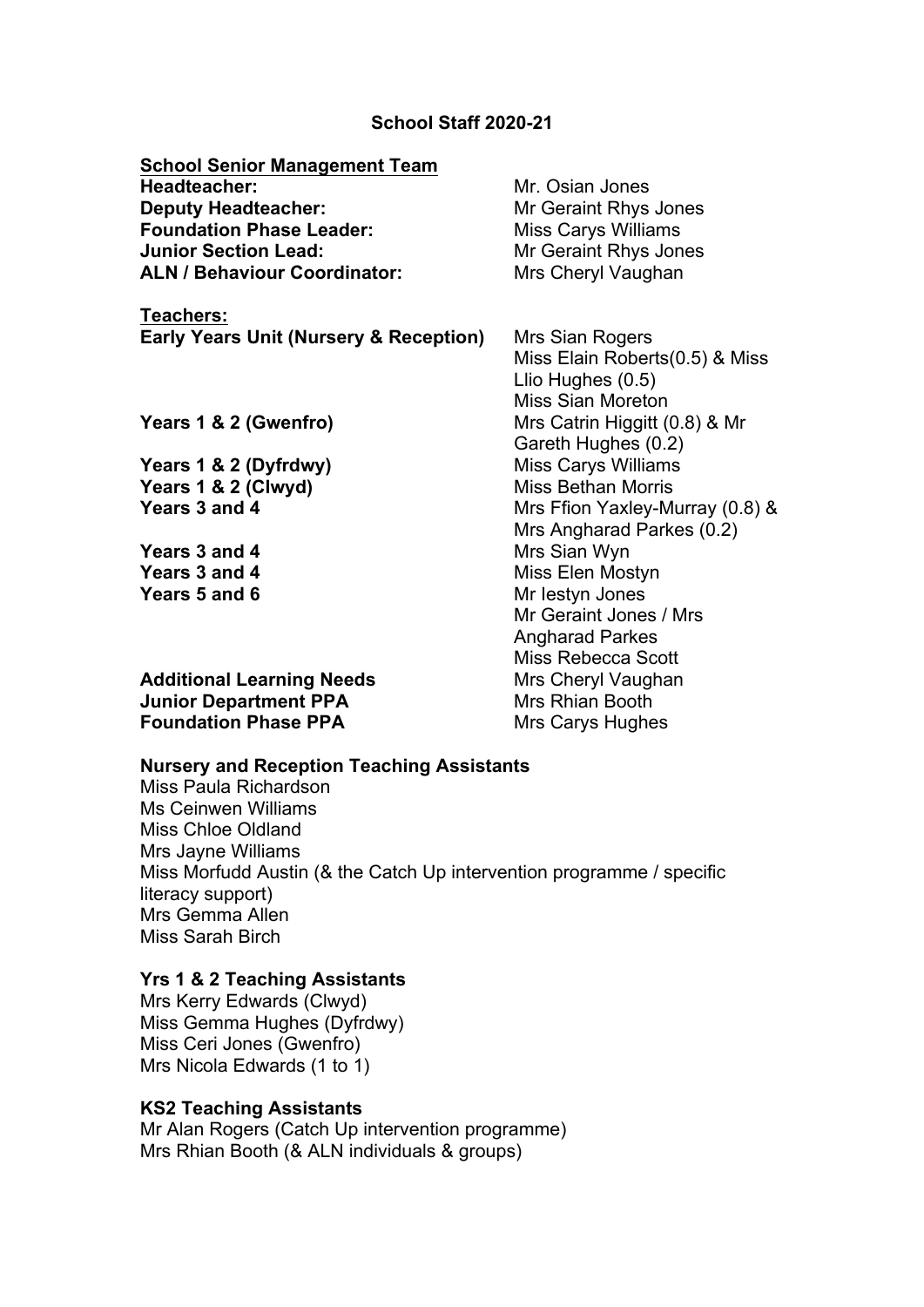# School Staff 2020-21

**School Senior Management Team**

| | |
|---|---|
| **Headteacher:** | Mr. Osian Jones |
| **Deputy Headteacher:** | Mr Geraint Rhys Jones |
| **Foundation Phase Leader:** | Miss Carys Williams |
| **Junior Section Lead:** | Mr Geraint Rhys Jones |
| **ALN / Behaviour Coordinator:** | Mrs Cheryl Vaughan |

**Teachers:**

| | |
|---|---|
| **Early Years Unit (Nursery & Reception)** | Mrs Sian Rogers<br>Miss Elain Roberts(0.5) & Miss Llio Hughes (0.5)<br>Miss Sian Moreton |
| **Years 1 & 2 (Gwenfro)** | Mrs Catrin Higgitt (0.8) & Mr Gareth Hughes (0.2) |
| **Years 1 & 2 (Dyfrdwy)** | Miss Carys Williams |
| **Years 1 & 2 (Clwyd)** | Miss Bethan Morris |
| **Years 3 and 4** | Mrs Ffion Yaxley-Murray (0.8) & Mrs Angharad Parkes (0.2) |
| **Years 3 and 4** | Mrs Sian Wyn |
| **Years 3 and 4** | Miss Elen Mostyn |
| **Years 5 and 6** | Mr Iestyn Jones<br>Mr Geraint Jones / Mrs Angharad Parkes<br>Miss Rebecca Scott |
| **Additional Learning Needs** | Mrs Cheryl Vaughan |
| **Junior Department PPA** | Mrs Rhian Booth |
| **Foundation Phase PPA** | Mrs Carys Hughes |

**Nursery and Reception Teaching Assistants**

Miss Paula Richardson
Ms Ceinwen Williams
Miss Chloe Oldland
Mrs Jayne Williams
Miss Morfudd Austin (& the Catch Up intervention programme / specific literacy support)
Mrs Gemma Allen
Miss Sarah Birch

**Yrs 1 & 2 Teaching Assistants**

Mrs Kerry Edwards (Clwyd)
Miss Gemma Hughes (Dyfrdwy)
Miss Ceri Jones (Gwenfro)
Mrs Nicola Edwards (1 to 1)

**KS2 Teaching Assistants**

Mr Alan Rogers (Catch Up intervention programme)
Mrs Rhian Booth (& ALN individuals & groups)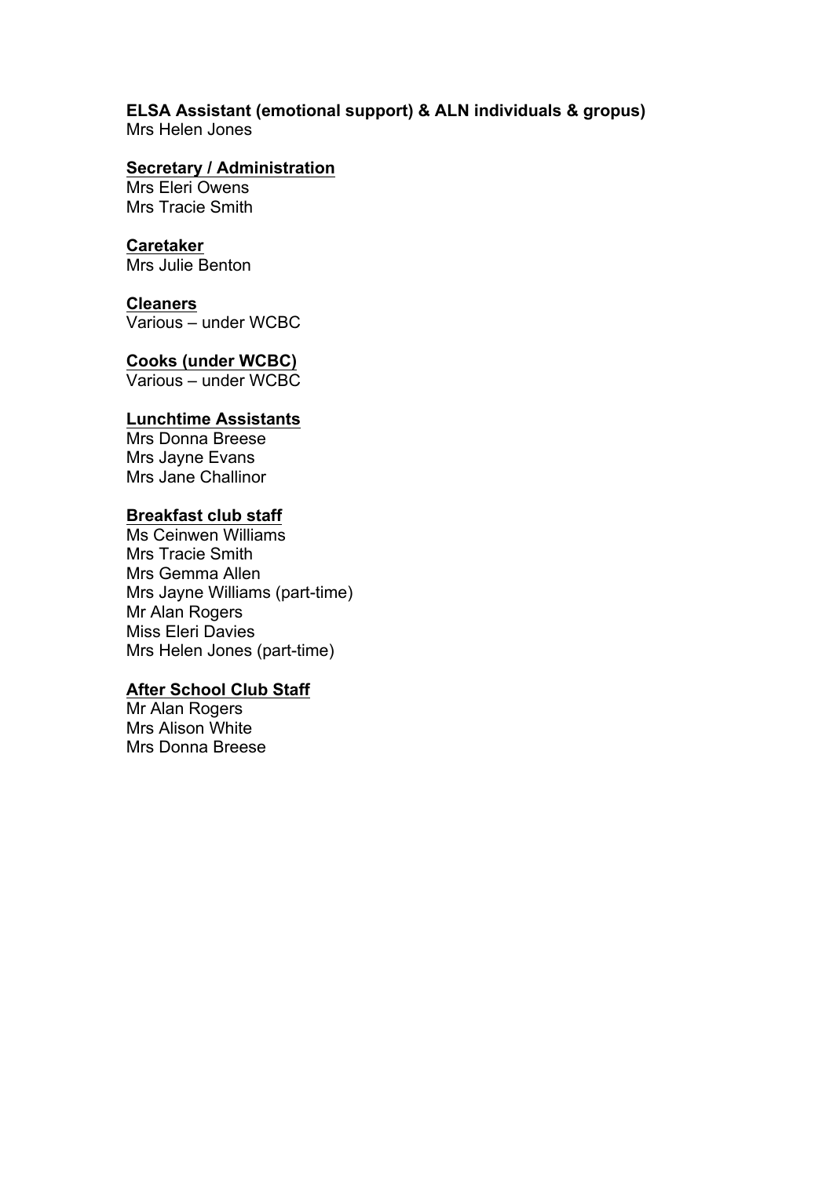**ELSA Assistant (emotional support) & ALN individuals & gropus)**
Mrs Helen Jones

**Secretary / Administration**
Mrs Eleri Owens
Mrs Tracie Smith

**Caretaker**
Mrs Julie Benton

**Cleaners**
Various – under WCBC

**Cooks (under WCBC)**
Various – under WCBC

**Lunchtime Assistants**
Mrs Donna Breese
Mrs Jayne Evans
Mrs Jane Challinor

**Breakfast club staff**
Ms Ceinwen Williams
Mrs Tracie Smith
Mrs Gemma Allen
Mrs Jayne Williams (part-time)
Mr Alan Rogers
Miss Eleri Davies
Mrs Helen Jones (part-time)

**After School Club Staff**
Mr Alan Rogers
Mrs Alison White
Mrs Donna Breese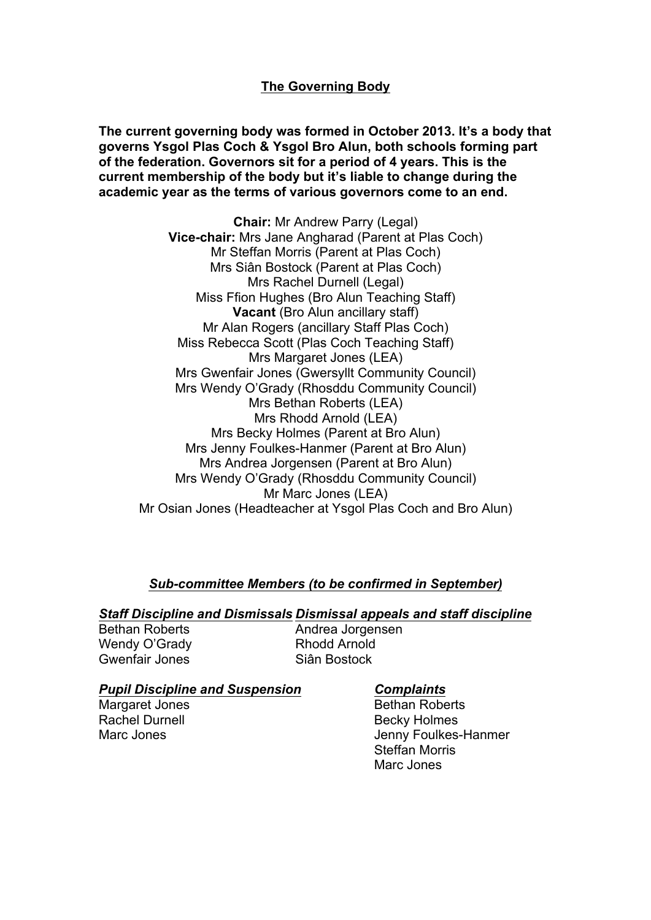## The Governing Body

**The current governing body was formed in October 2013. It's a body that governs Ysgol Plas Coch & Ysgol Bro Alun, both schools forming part of the federation. Governors sit for a period of 4 years. This is the current membership of the body but it's liable to change during the academic year as the terms of various governors come to an end.**

**Chair:** Mr Andrew Parry (Legal)
**Vice-chair:** Mrs Jane Angharad (Parent at Plas Coch)
Mr Steffan Morris (Parent at Plas Coch)
Mrs Siân Bostock (Parent at Plas Coch)
Mrs Rachel Durnell (Legal)
Miss Ffion Hughes (Bro Alun Teaching Staff)
**Vacant** (Bro Alun ancillary staff)
Mr Alan Rogers (ancillary Staff Plas Coch)
Miss Rebecca Scott (Plas Coch Teaching Staff)
Mrs Margaret Jones (LEA)
Mrs Gwenfair Jones (Gwersyllt Community Council)
Mrs Wendy O'Grady (Rhosddu Community Council)
Mrs Bethan Roberts (LEA)
Mrs Rhodd Arnold (LEA)
Mrs Becky Holmes (Parent at Bro Alun)
Mrs Jenny Foulkes-Hanmer (Parent at Bro Alun)
Mrs Andrea Jorgensen (Parent at Bro Alun)
Mrs Wendy O'Grady (Rhosddu Community Council)
Mr Marc Jones (LEA)
Mr Osian Jones (Headteacher at Ysgol Plas Coch and Bro Alun)

### *Sub-committee Members (to be confirmed in September)*

***Staff Discipline and Dismissals***

Bethan Roberts
Wendy O'Grady
Gwenfair Jones

***Dismissal appeals and staff discipline***

Andrea Jorgensen
Rhodd Arnold
Siân Bostock

***Pupil Discipline and Suspension***

Margaret Jones
Rachel Durnell
Marc Jones

***Complaints***

Bethan Roberts
Becky Holmes
Jenny Foulkes-Hanmer
Steffan Morris
Marc Jones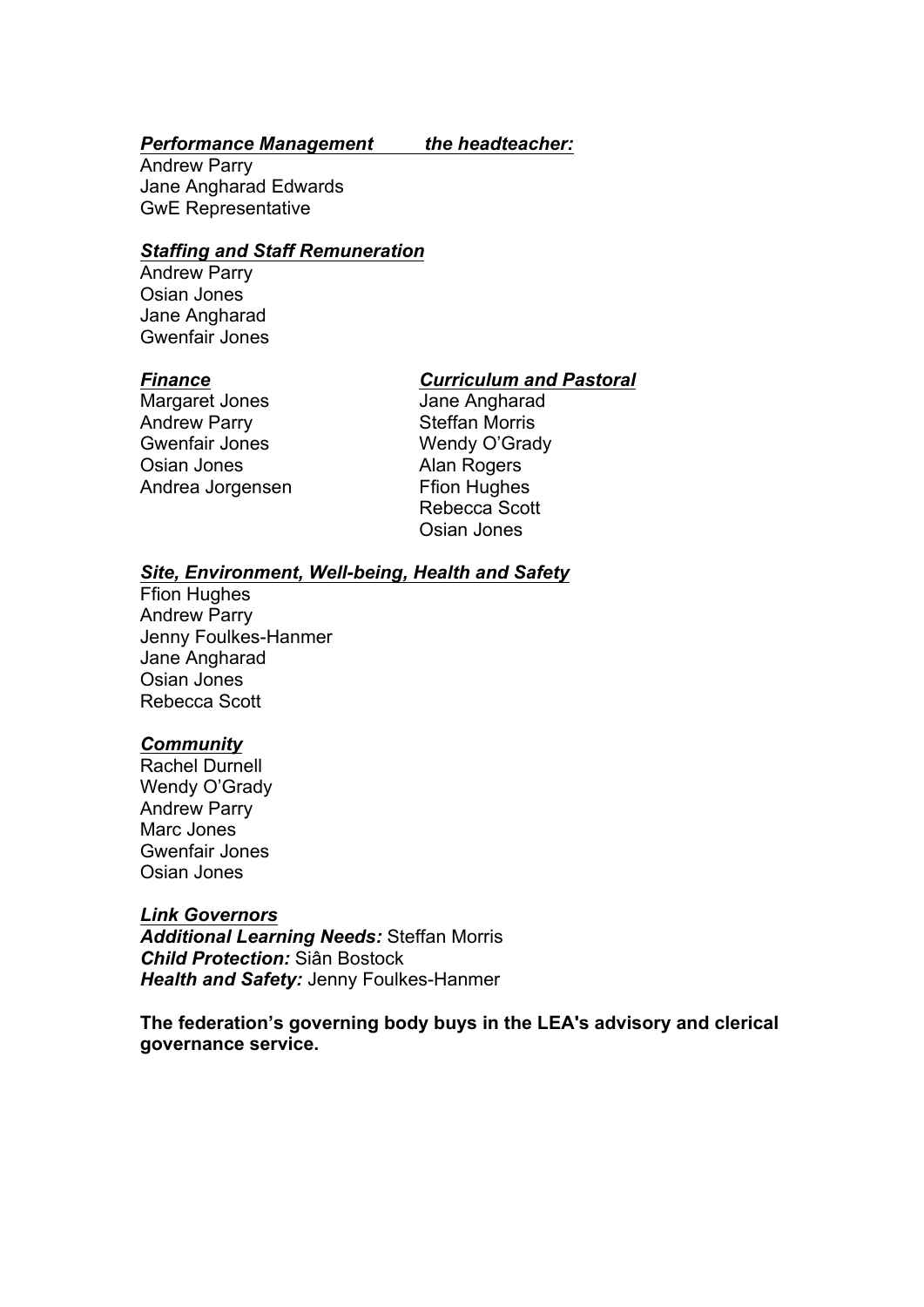***Performance Management the headteacher:***

Andrew Parry
Jane Angharad Edwards
GwE Representative

***Staffing and Staff Remuneration***

Andrew Parry
Osian Jones
Jane Angharad
Gwenfair Jones

***Finance***

Margaret Jones
Andrew Parry
Gwenfair Jones
Osian Jones
Andrea Jorgensen

***Curriculum and Pastoral***

Jane Angharad
Steffan Morris
Wendy O'Grady
Alan Rogers
Ffion Hughes
Rebecca Scott
Osian Jones

***Site, Environment, Well-being, Health and Safety***

Ffion Hughes
Andrew Parry
Jenny Foulkes-Hanmer
Jane Angharad
Osian Jones
Rebecca Scott

***Community***

Rachel Durnell
Wendy O'Grady
Andrew Parry
Marc Jones
Gwenfair Jones
Osian Jones

***Link Governors***

***Additional Learning Needs:*** Steffan Morris
***Child Protection:*** Siân Bostock
***Health and Safety:*** Jenny Foulkes-Hanmer

**The federation's governing body buys in the LEA's advisory and clerical governance service.**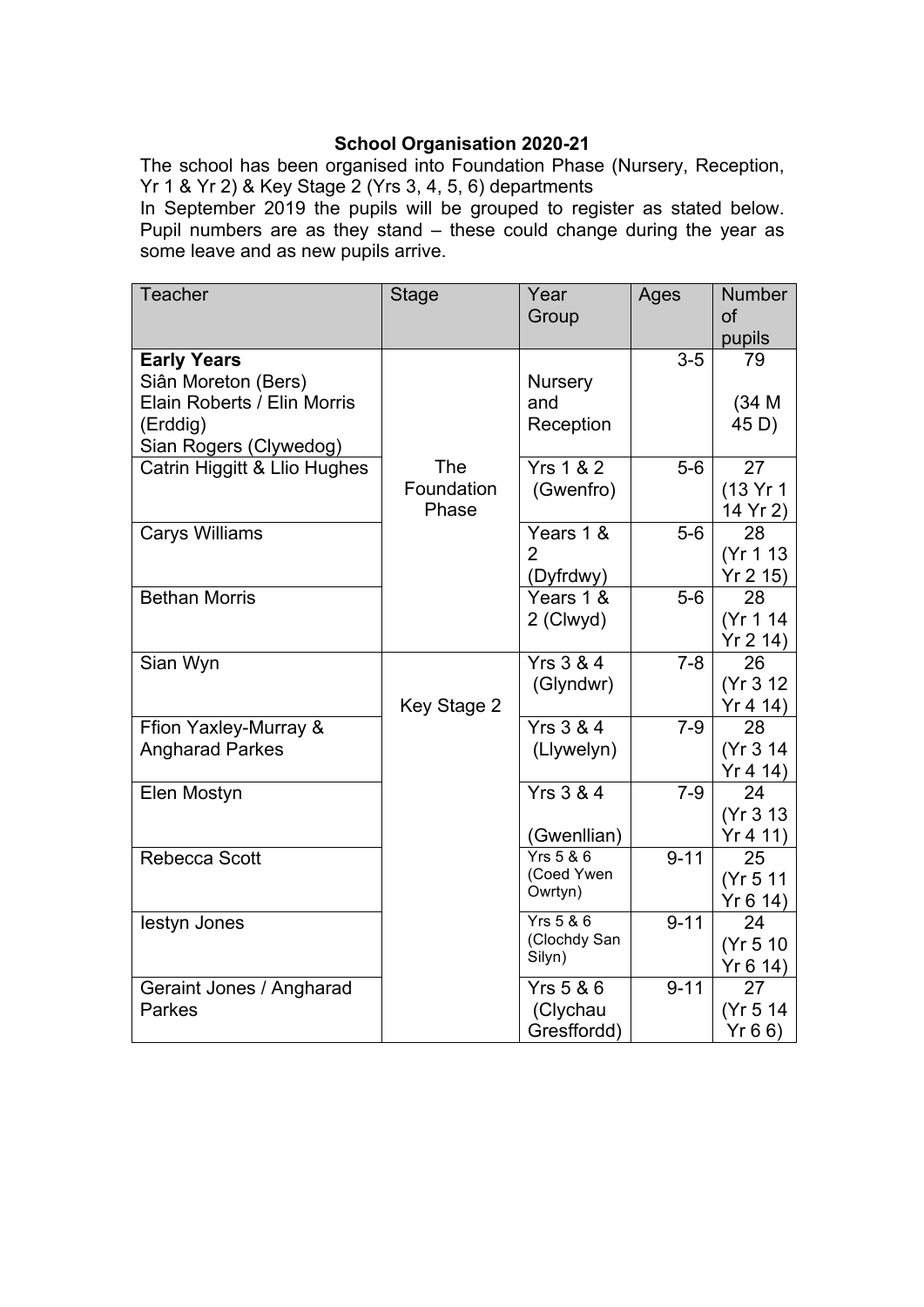**School Organisation 2020-21**

The school has been organised into Foundation Phase (Nursery, Reception, Yr 1 & Yr 2) & Key Stage 2 (Yrs 3, 4, 5, 6) departments

In September 2019 the pupils will be grouped to register as stated below. Pupil numbers are as they stand – these could change during the year as some leave and as new pupils arrive.

| Teacher | Stage | Year Group | Ages | Number of pupils |
|---|---|---|---|---|
| **Early Years**<br>Siân Moreton (Bers)<br>Elain Roberts / Elin Morris (Erddig)<br>Sian Rogers (Clywedog) | The Foundation Phase | Nursery and Reception | 3-5 | 79<br><br>(34 M 45 D) |
| Catrin Higgitt & Llio Hughes | | Yrs 1 & 2 (Gwenfro) | 5-6 | 27 (13 Yr 1 14 Yr 2) |
| Carys Williams | | Years 1 & 2 (Dyfrdwy) | 5-6 | 28 (Yr 1 13 Yr 2 15) |
| Bethan Morris | | Years 1 & 2 (Clwyd) | 5-6 | 28 (Yr 1 14 Yr 2 14) |
| Sian Wyn | Key Stage 2 | Yrs 3 & 4 (Glyndwr) | 7-8 | 26 (Yr 3 12 Yr 4 14) |
| Ffion Yaxley-Murray & Angharad Parkes | | Yrs 3 & 4 (Llywelyn) | 7-9 | 28 (Yr 3 14 Yr 4 14) |
| Elen Mostyn | | Yrs 3 & 4 (Gwenllian) | 7-9 | 24 (Yr 3 13 Yr 4 11) |
| Rebecca Scott | | Yrs 5 & 6 (Coed Ywen Owrtyn) | 9-11 | 25 (Yr 5 11 Yr 6 14) |
| Iestyn Jones | | Yrs 5 & 6 (Clochdy San Silyn) | 9-11 | 24 (Yr 5 10 Yr 6 14) |
| Geraint Jones / Angharad Parkes | | Yrs 5 & 6 (Clychau Gresffordd) | 9-11 | 27 (Yr 5 14 Yr 6 6) |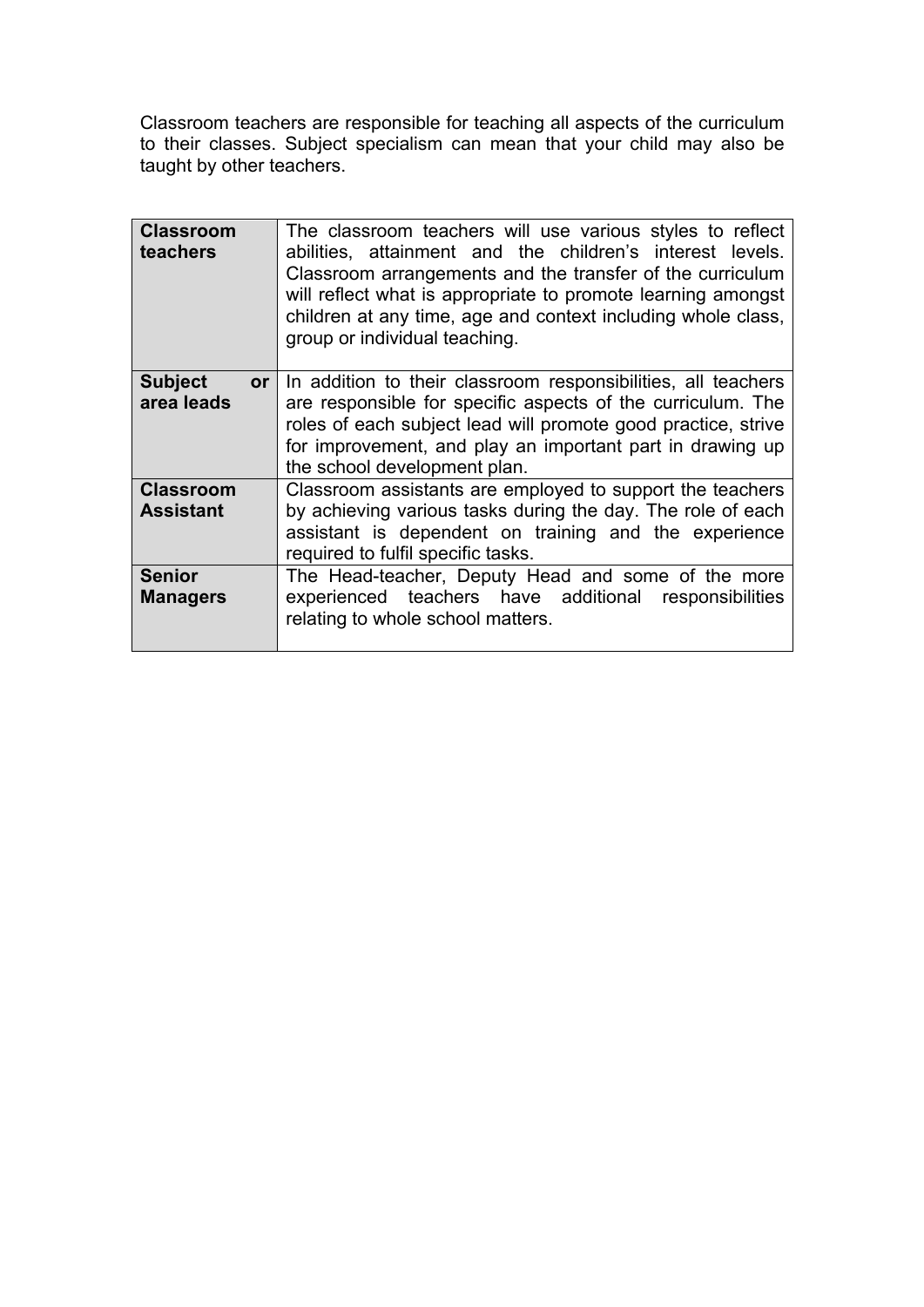Classroom teachers are responsible for teaching all aspects of the curriculum to their classes. Subject specialism can mean that your child may also be taught by other teachers.

| | |
|---|---|
| **Classroom teachers** | The classroom teachers will use various styles to reflect abilities, attainment and the children's interest levels. Classroom arrangements and the transfer of the curriculum will reflect what is appropriate to promote learning amongst children at any time, age and context including whole class, group or individual teaching. |
| **Subject or area leads** | In addition to their classroom responsibilities, all teachers are responsible for specific aspects of the curriculum. The roles of each subject lead will promote good practice, strive for improvement, and play an important part in drawing up the school development plan. |
| **Classroom Assistant** | Classroom assistants are employed to support the teachers by achieving various tasks during the day. The role of each assistant is dependent on training and the experience required to fulfil specific tasks. |
| **Senior Managers** | The Head-teacher, Deputy Head and some of the more experienced teachers have additional responsibilities relating to whole school matters. |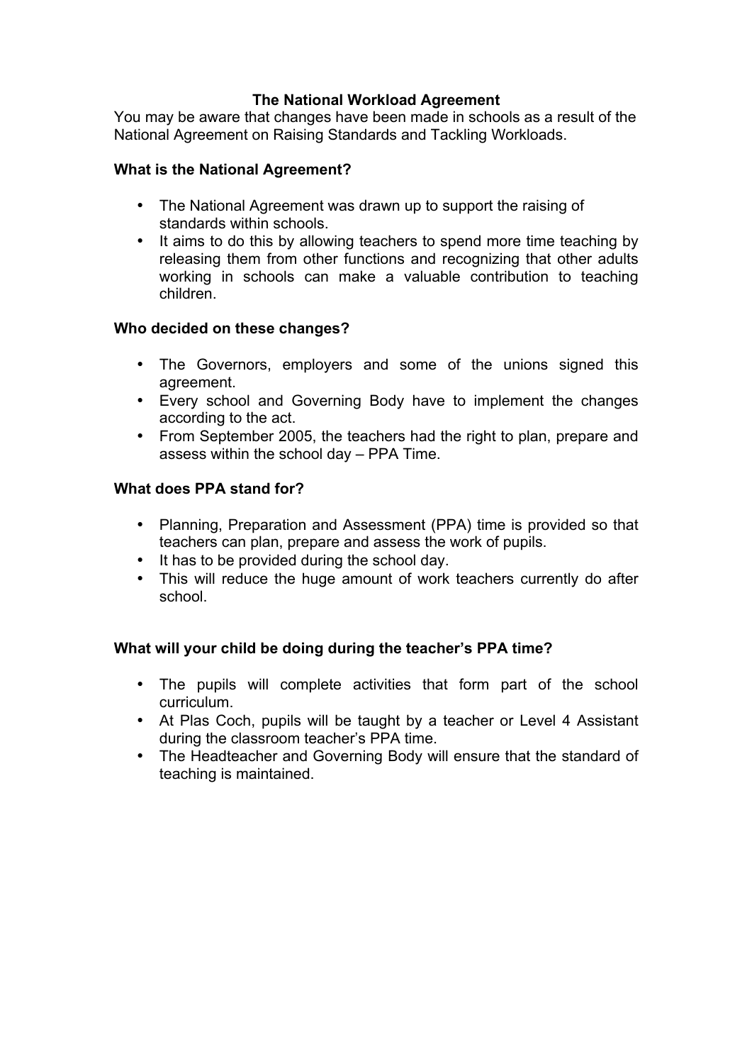## The National Workload Agreement

You may be aware that changes have been made in schools as a result of the National Agreement on Raising Standards and Tackling Workloads.

### What is the National Agreement?

- The National Agreement was drawn up to support the raising of standards within schools.
- It aims to do this by allowing teachers to spend more time teaching by releasing them from other functions and recognizing that other adults working in schools can make a valuable contribution to teaching children.

### Who decided on these changes?

- The Governors, employers and some of the unions signed this agreement.
- Every school and Governing Body have to implement the changes according to the act.
- From September 2005, the teachers had the right to plan, prepare and assess within the school day – PPA Time.

### What does PPA stand for?

- Planning, Preparation and Assessment (PPA) time is provided so that teachers can plan, prepare and assess the work of pupils.
- It has to be provided during the school day.
- This will reduce the huge amount of work teachers currently do after school.

### What will your child be doing during the teacher's PPA time?

- The pupils will complete activities that form part of the school curriculum.
- At Plas Coch, pupils will be taught by a teacher or Level 4 Assistant during the classroom teacher's PPA time.
- The Headteacher and Governing Body will ensure that the standard of teaching is maintained.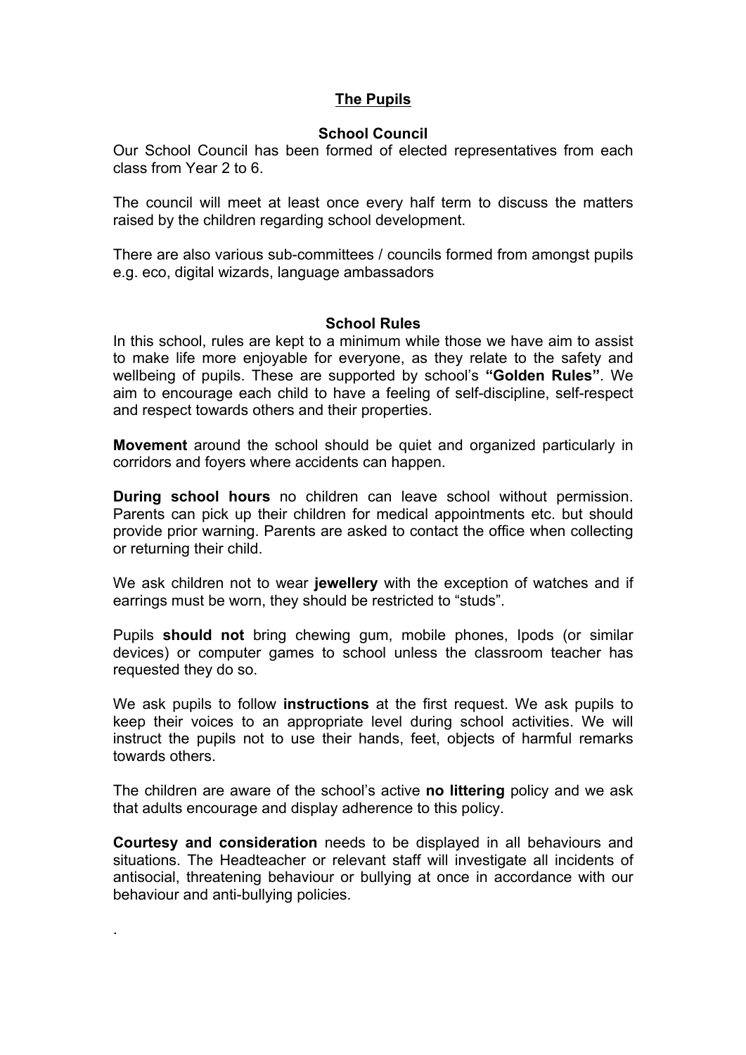## The Pupils

### School Council

Our School Council has been formed of elected representatives from each class from Year 2 to 6.

The council will meet at least once every half term to discuss the matters raised by the children regarding school development.

There are also various sub-committees / councils formed from amongst pupils e.g. eco, digital wizards, language ambassadors

### School Rules

In this school, rules are kept to a minimum while those we have aim to assist to make life more enjoyable for everyone, as they relate to the safety and wellbeing of pupils. These are supported by school's **"Golden Rules"**. We aim to encourage each child to have a feeling of self-discipline, self-respect and respect towards others and their properties.

**Movement** around the school should be quiet and organized particularly in corridors and foyers where accidents can happen.

**During school hours** no children can leave school without permission. Parents can pick up their children for medical appointments etc. but should provide prior warning. Parents are asked to contact the office when collecting or returning their child.

We ask children not to wear **jewellery** with the exception of watches and if earrings must be worn, they should be restricted to "studs".

Pupils **should not** bring chewing gum, mobile phones, Ipods (or similar devices) or computer games to school unless the classroom teacher has requested they do so.

We ask pupils to follow **instructions** at the first request. We ask pupils to keep their voices to an appropriate level during school activities. We will instruct the pupils not to use their hands, feet, objects of harmful remarks towards others.

The children are aware of the school's active **no littering** policy and we ask that adults encourage and display adherence to this policy.

**Courtesy and consideration** needs to be displayed in all behaviours and situations. The Headteacher or relevant staff will investigate all incidents of antisocial, threatening behaviour or bullying at once in accordance with our behaviour and anti-bullying policies.

.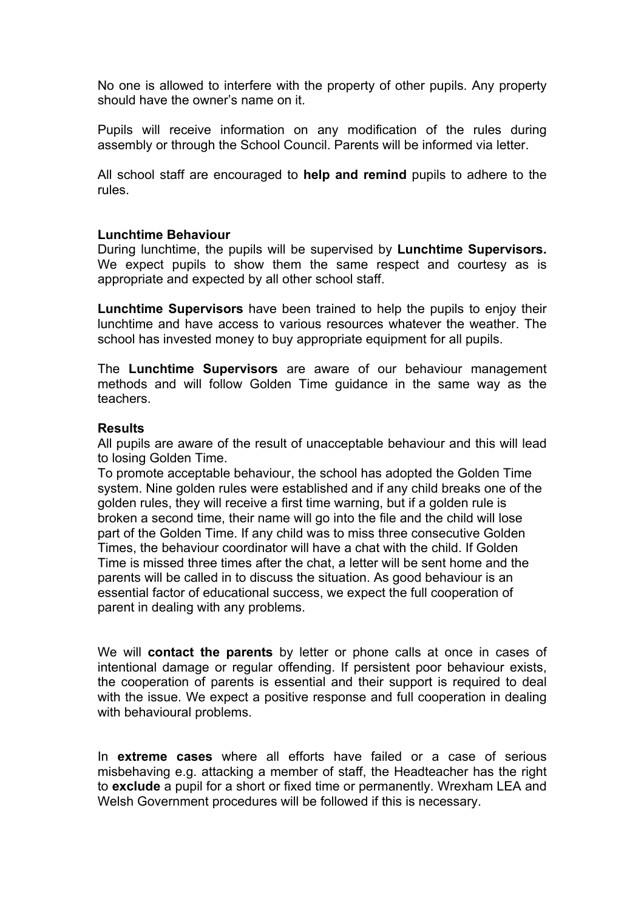No one is allowed to interfere with the property of other pupils. Any property should have the owner's name on it.

Pupils will receive information on any modification of the rules during assembly or through the School Council. Parents will be informed via letter.

All school staff are encouraged to **help and remind** pupils to adhere to the rules.

**Lunchtime Behaviour**

During lunchtime, the pupils will be supervised by **Lunchtime Supervisors.** We expect pupils to show them the same respect and courtesy as is appropriate and expected by all other school staff.

**Lunchtime Supervisors** have been trained to help the pupils to enjoy their lunchtime and have access to various resources whatever the weather. The school has invested money to buy appropriate equipment for all pupils.

The **Lunchtime Supervisors** are aware of our behaviour management methods and will follow Golden Time guidance in the same way as the teachers.

**Results**

All pupils are aware of the result of unacceptable behaviour and this will lead to losing Golden Time.

To promote acceptable behaviour, the school has adopted the Golden Time system. Nine golden rules were established and if any child breaks one of the golden rules, they will receive a first time warning, but if a golden rule is broken a second time, their name will go into the file and the child will lose part of the Golden Time. If any child was to miss three consecutive Golden Times, the behaviour coordinator will have a chat with the child. If Golden Time is missed three times after the chat, a letter will be sent home and the parents will be called in to discuss the situation. As good behaviour is an essential factor of educational success, we expect the full cooperation of parent in dealing with any problems.

We will **contact the parents** by letter or phone calls at once in cases of intentional damage or regular offending. If persistent poor behaviour exists, the cooperation of parents is essential and their support is required to deal with the issue. We expect a positive response and full cooperation in dealing with behavioural problems.

In **extreme cases** where all efforts have failed or a case of serious misbehaving e.g. attacking a member of staff, the Headteacher has the right to **exclude** a pupil for a short or fixed time or permanently. Wrexham LEA and Welsh Government procedures will be followed if this is necessary.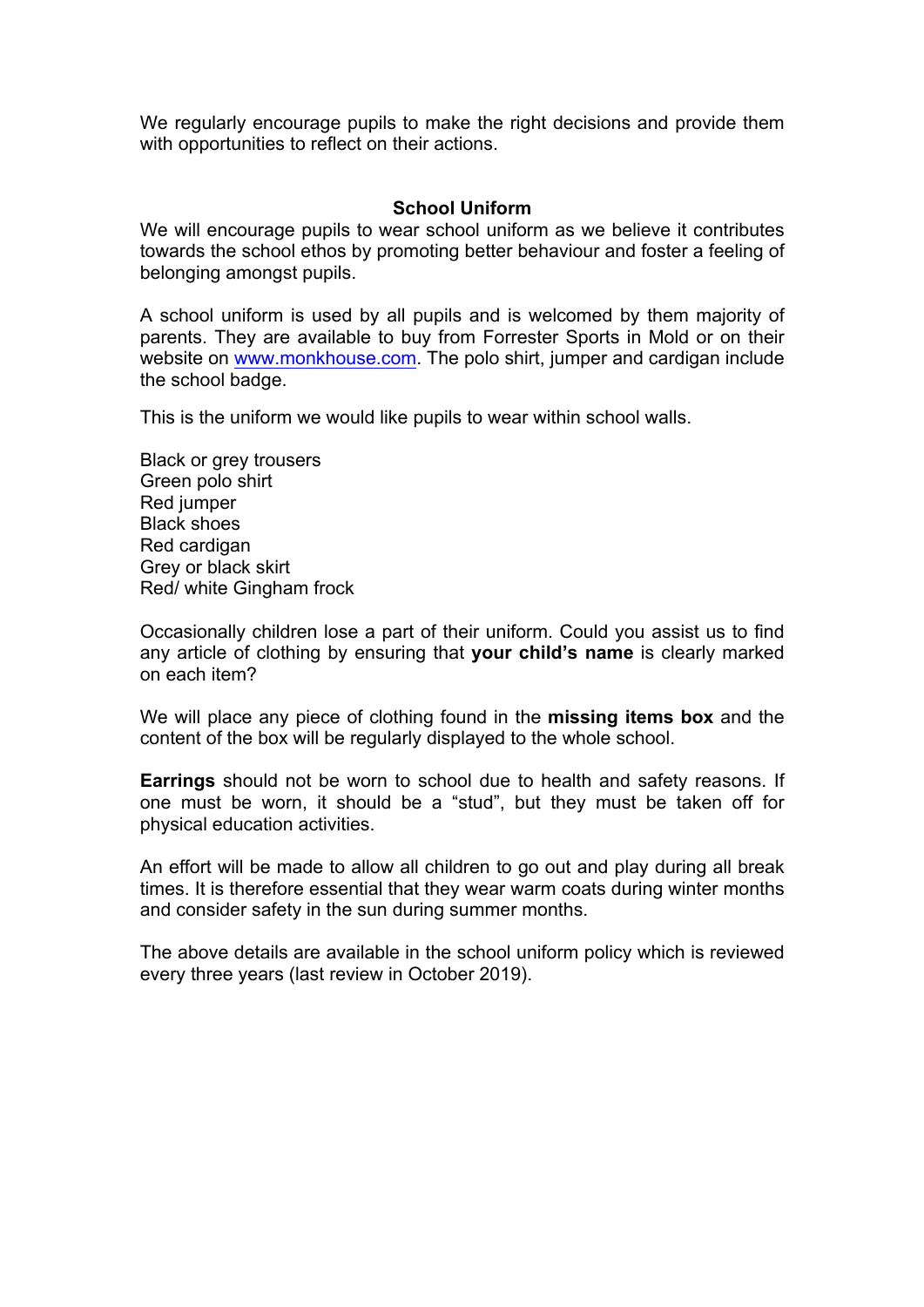We regularly encourage pupils to make the right decisions and provide them with opportunities to reflect on their actions.

## School Uniform

We will encourage pupils to wear school uniform as we believe it contributes towards the school ethos by promoting better behaviour and foster a feeling of belonging amongst pupils.

A school uniform is used by all pupils and is welcomed by them majority of parents. They are available to buy from Forrester Sports in Mold or on their website on [www.monkhouse.com](www.monkhouse.com). The polo shirt, jumper and cardigan include the school badge.

This is the uniform we would like pupils to wear within school walls.

Black or grey trousers
Green polo shirt
Red jumper
Black shoes
Red cardigan
Grey or black skirt
Red/ white Gingham frock

Occasionally children lose a part of their uniform. Could you assist us to find any article of clothing by ensuring that **your child's name** is clearly marked on each item?

We will place any piece of clothing found in the **missing items box** and the content of the box will be regularly displayed to the whole school.

**Earrings** should not be worn to school due to health and safety reasons. If one must be worn, it should be a "stud", but they must be taken off for physical education activities.

An effort will be made to allow all children to go out and play during all break times. It is therefore essential that they wear warm coats during winter months and consider safety in the sun during summer months.

The above details are available in the school uniform policy which is reviewed every three years (last review in October 2019).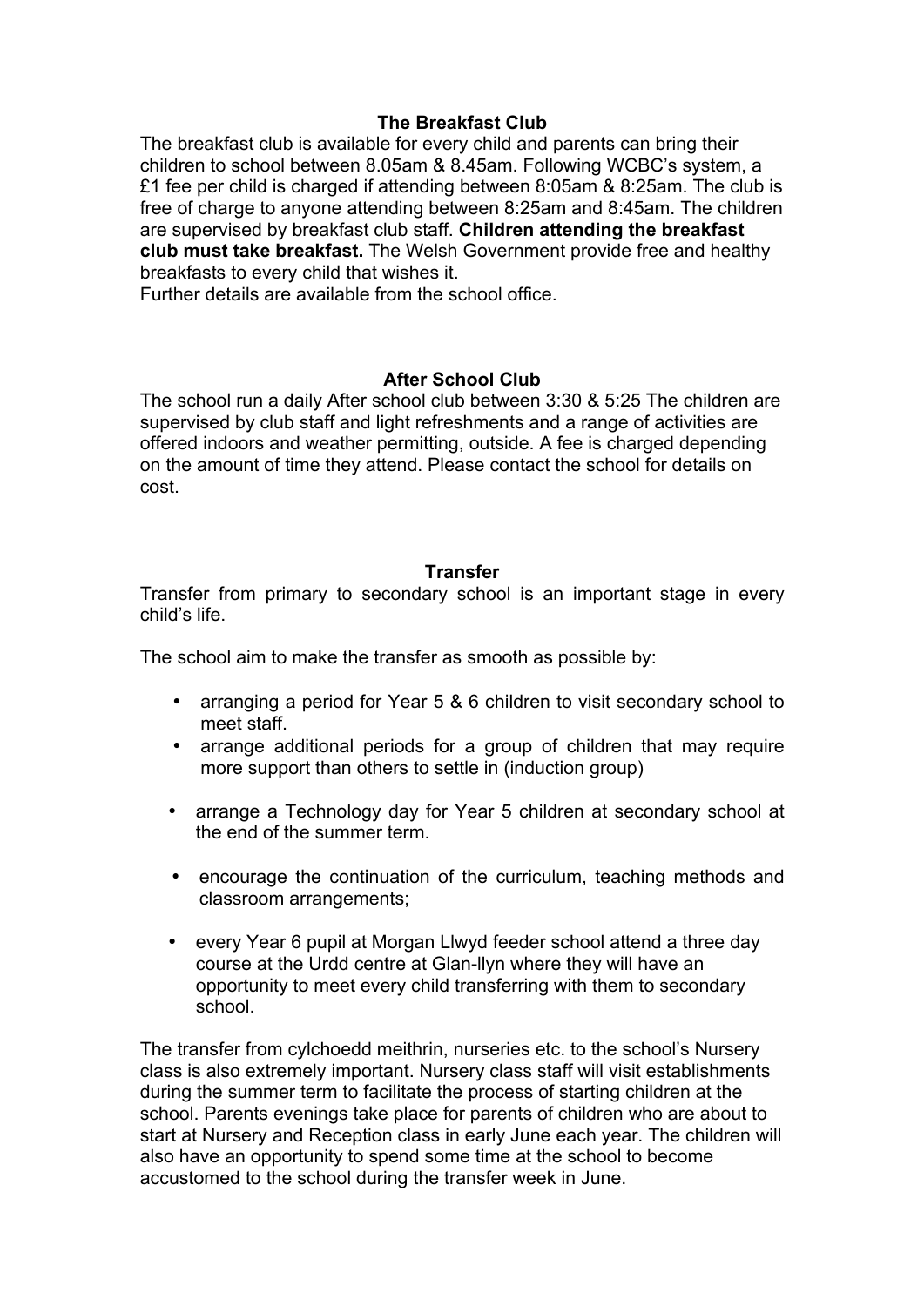## The Breakfast Club

The breakfast club is available for every child and parents can bring their children to school between 8.05am & 8.45am. Following WCBC's system, a £1 fee per child is charged if attending between 8:05am & 8:25am. The club is free of charge to anyone attending between 8:25am and 8:45am. The children are supervised by breakfast club staff. **Children attending the breakfast club must take breakfast.** The Welsh Government provide free and healthy breakfasts to every child that wishes it.

Further details are available from the school office.

## After School Club

The school run a daily After school club between 3:30 & 5:25 The children are supervised by club staff and light refreshments and a range of activities are offered indoors and weather permitting, outside. A fee is charged depending on the amount of time they attend. Please contact the school for details on cost.

## Transfer

Transfer from primary to secondary school is an important stage in every child's life.

The school aim to make the transfer as smooth as possible by:

- arranging a period for Year 5 & 6 children to visit secondary school to meet staff.
- arrange additional periods for a group of children that may require more support than others to settle in (induction group)
- arrange a Technology day for Year 5 children at secondary school at the end of the summer term.
- encourage the continuation of the curriculum, teaching methods and classroom arrangements;
- every Year 6 pupil at Morgan Llwyd feeder school attend a three day course at the Urdd centre at Glan-llyn where they will have an opportunity to meet every child transferring with them to secondary school.

The transfer from cylchoedd meithrin, nurseries etc. to the school's Nursery class is also extremely important. Nursery class staff will visit establishments during the summer term to facilitate the process of starting children at the school. Parents evenings take place for parents of children who are about to start at Nursery and Reception class in early June each year. The children will also have an opportunity to spend some time at the school to become accustomed to the school during the transfer week in June.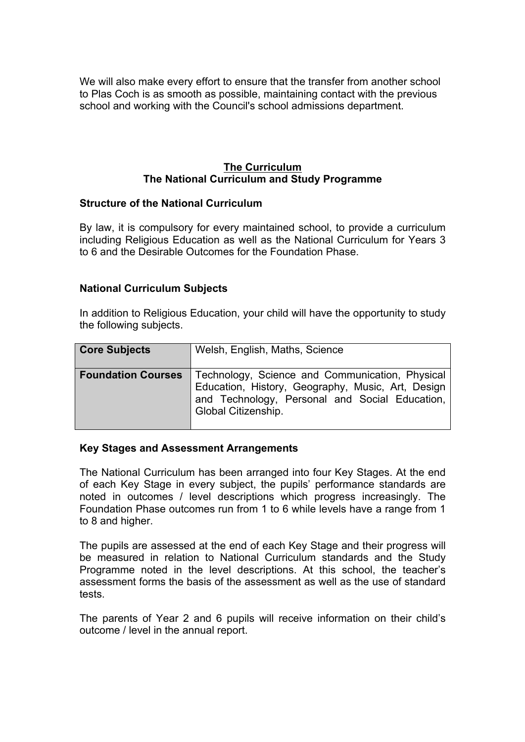We will also make every effort to ensure that the transfer from another school to Plas Coch is as smooth as possible, maintaining contact with the previous school and working with the Council's school admissions department.

## The Curriculum
## The National Curriculum and Study Programme

### Structure of the National Curriculum

By law, it is compulsory for every maintained school, to provide a curriculum including Religious Education as well as the National Curriculum for Years 3 to 6 and the Desirable Outcomes for the Foundation Phase.

### National Curriculum Subjects

In addition to Religious Education, your child will have the opportunity to study the following subjects.

| | |
|---|---|
| **Core Subjects** | Welsh, English, Maths, Science |
| **Foundation Courses** | Technology, Science and Communication, Physical Education, History, Geography, Music, Art, Design and Technology, Personal and Social Education, Global Citizenship. |

### Key Stages and Assessment Arrangements

The National Curriculum has been arranged into four Key Stages. At the end of each Key Stage in every subject, the pupils' performance standards are noted in outcomes / level descriptions which progress increasingly. The Foundation Phase outcomes run from 1 to 6 while levels have a range from 1 to 8 and higher.

The pupils are assessed at the end of each Key Stage and their progress will be measured in relation to National Curriculum standards and the Study Programme noted in the level descriptions. At this school, the teacher's assessment forms the basis of the assessment as well as the use of standard tests.

The parents of Year 2 and 6 pupils will receive information on their child's outcome / level in the annual report.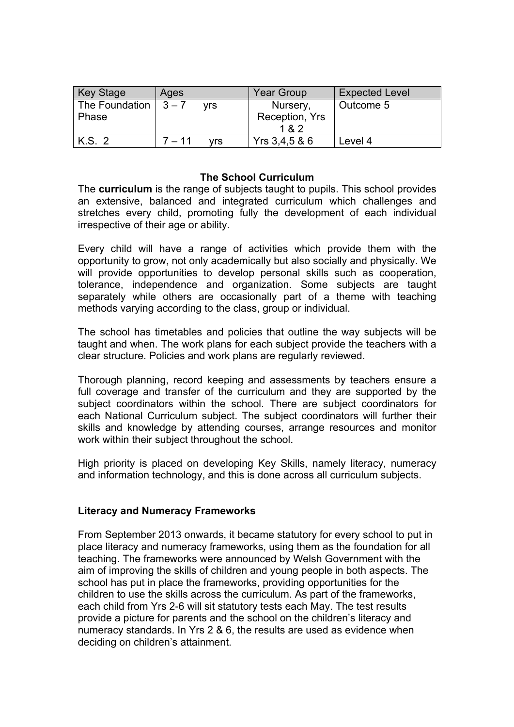| Key Stage | Ages | Year Group | Expected Level |
|---|---|---|---|
| The Foundation Phase | 3 – 7 yrs | Nursery, Reception, Yrs 1 & 2 | Outcome 5 |
| K.S. 2 | 7 – 11 yrs | Yrs 3,4,5 & 6 | Level 4 |

## The School Curriculum

The **curriculum** is the range of subjects taught to pupils. This school provides an extensive, balanced and integrated curriculum which challenges and stretches every child, promoting fully the development of each individual irrespective of their age or ability.

Every child will have a range of activities which provide them with the opportunity to grow, not only academically but also socially and physically. We will provide opportunities to develop personal skills such as cooperation, tolerance, independence and organization. Some subjects are taught separately while others are occasionally part of a theme with teaching methods varying according to the class, group or individual.

The school has timetables and policies that outline the way subjects will be taught and when. The work plans for each subject provide the teachers with a clear structure. Policies and work plans are regularly reviewed.

Thorough planning, record keeping and assessments by teachers ensure a full coverage and transfer of the curriculum and they are supported by the subject coordinators within the school. There are subject coordinators for each National Curriculum subject. The subject coordinators will further their skills and knowledge by attending courses, arrange resources and monitor work within their subject throughout the school.

High priority is placed on developing Key Skills, namely literacy, numeracy and information technology, and this is done across all curriculum subjects.

### Literacy and Numeracy Frameworks

From September 2013 onwards, it became statutory for every school to put in place literacy and numeracy frameworks, using them as the foundation for all teaching. The frameworks were announced by Welsh Government with the aim of improving the skills of children and young people in both aspects. The school has put in place the frameworks, providing opportunities for the children to use the skills across the curriculum. As part of the frameworks, each child from Yrs 2-6 will sit statutory tests each May. The test results provide a picture for parents and the school on the children's literacy and numeracy standards. In Yrs 2 & 6, the results are used as evidence when deciding on children's attainment.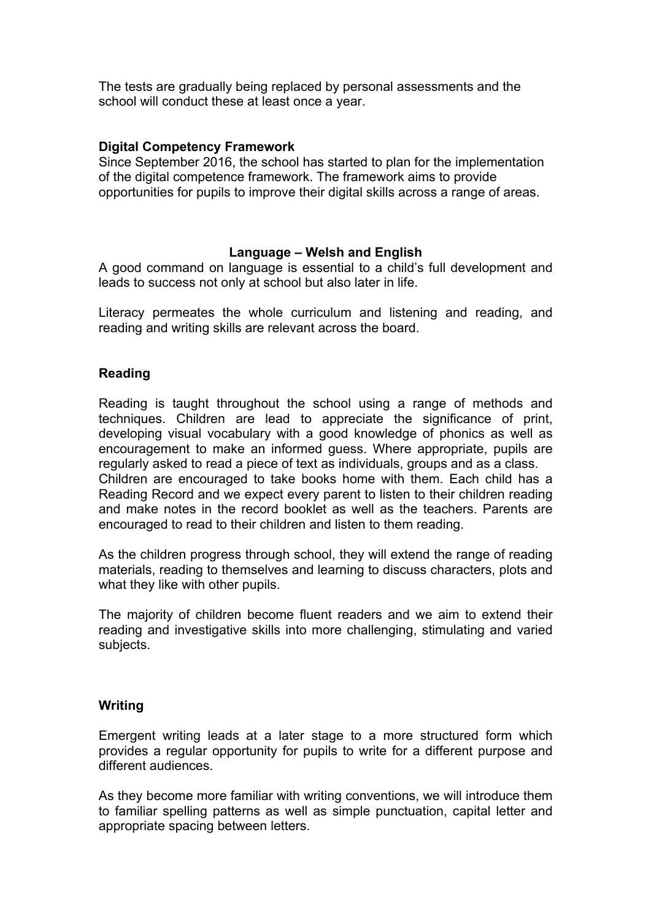The tests are gradually being replaced by personal assessments and the school will conduct these at least once a year.

**Digital Competency Framework**

Since September 2016, the school has started to plan for the implementation of the digital competence framework. The framework aims to provide opportunities for pupils to improve their digital skills across a range of areas.

## Language – Welsh and English

A good command on language is essential to a child's full development and leads to success not only at school but also later in life.

Literacy permeates the whole curriculum and listening and reading, and reading and writing skills are relevant across the board.

**Reading**

Reading is taught throughout the school using a range of methods and techniques. Children are lead to appreciate the significance of print, developing visual vocabulary with a good knowledge of phonics as well as encouragement to make an informed guess. Where appropriate, pupils are regularly asked to read a piece of text as individuals, groups and as a class. Children are encouraged to take books home with them. Each child has a Reading Record and we expect every parent to listen to their children reading and make notes in the record booklet as well as the teachers. Parents are encouraged to read to their children and listen to them reading.

As the children progress through school, they will extend the range of reading materials, reading to themselves and learning to discuss characters, plots and what they like with other pupils.

The majority of children become fluent readers and we aim to extend their reading and investigative skills into more challenging, stimulating and varied subjects.

**Writing**

Emergent writing leads at a later stage to a more structured form which provides a regular opportunity for pupils to write for a different purpose and different audiences.

As they become more familiar with writing conventions, we will introduce them to familiar spelling patterns as well as simple punctuation, capital letter and appropriate spacing between letters.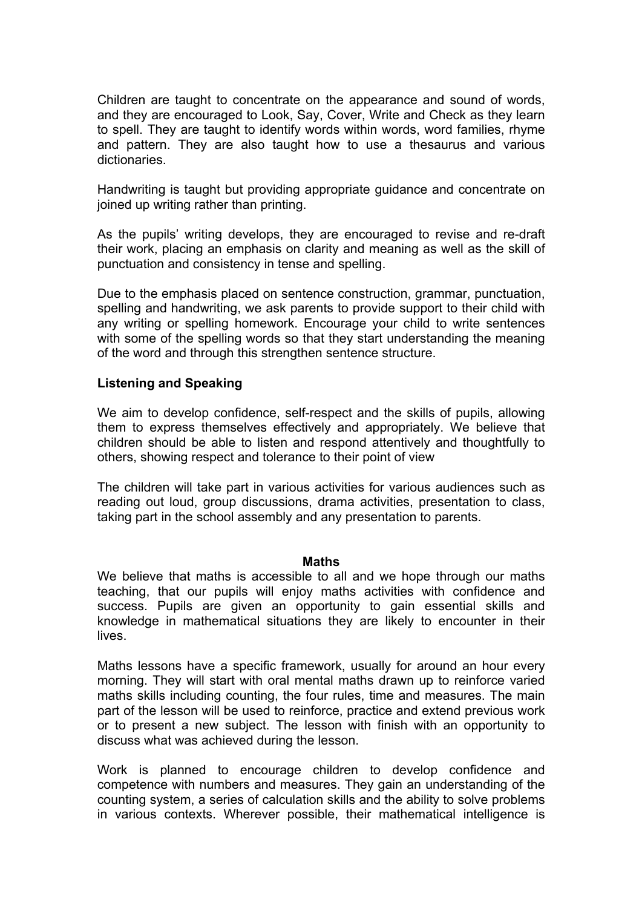Children are taught to concentrate on the appearance and sound of words, and they are encouraged to Look, Say, Cover, Write and Check as they learn to spell. They are taught to identify words within words, word families, rhyme and pattern. They are also taught how to use a thesaurus and various dictionaries.

Handwriting is taught but providing appropriate guidance and concentrate on joined up writing rather than printing.

As the pupils' writing develops, they are encouraged to revise and re-draft their work, placing an emphasis on clarity and meaning as well as the skill of punctuation and consistency in tense and spelling.

Due to the emphasis placed on sentence construction, grammar, punctuation, spelling and handwriting, we ask parents to provide support to their child with any writing or spelling homework. Encourage your child to write sentences with some of the spelling words so that they start understanding the meaning of the word and through this strengthen sentence structure.

**Listening and Speaking**

We aim to develop confidence, self-respect and the skills of pupils, allowing them to express themselves effectively and appropriately. We believe that children should be able to listen and respond attentively and thoughtfully to others, showing respect and tolerance to their point of view

The children will take part in various activities for various audiences such as reading out loud, group discussions, drama activities, presentation to class, taking part in the school assembly and any presentation to parents.

## Maths

We believe that maths is accessible to all and we hope through our maths teaching, that our pupils will enjoy maths activities with confidence and success. Pupils are given an opportunity to gain essential skills and knowledge in mathematical situations they are likely to encounter in their lives.

Maths lessons have a specific framework, usually for around an hour every morning. They will start with oral mental maths drawn up to reinforce varied maths skills including counting, the four rules, time and measures. The main part of the lesson will be used to reinforce, practice and extend previous work or to present a new subject. The lesson with finish with an opportunity to discuss what was achieved during the lesson.

Work is planned to encourage children to develop confidence and competence with numbers and measures. They gain an understanding of the counting system, a series of calculation skills and the ability to solve problems in various contexts. Wherever possible, their mathematical intelligence is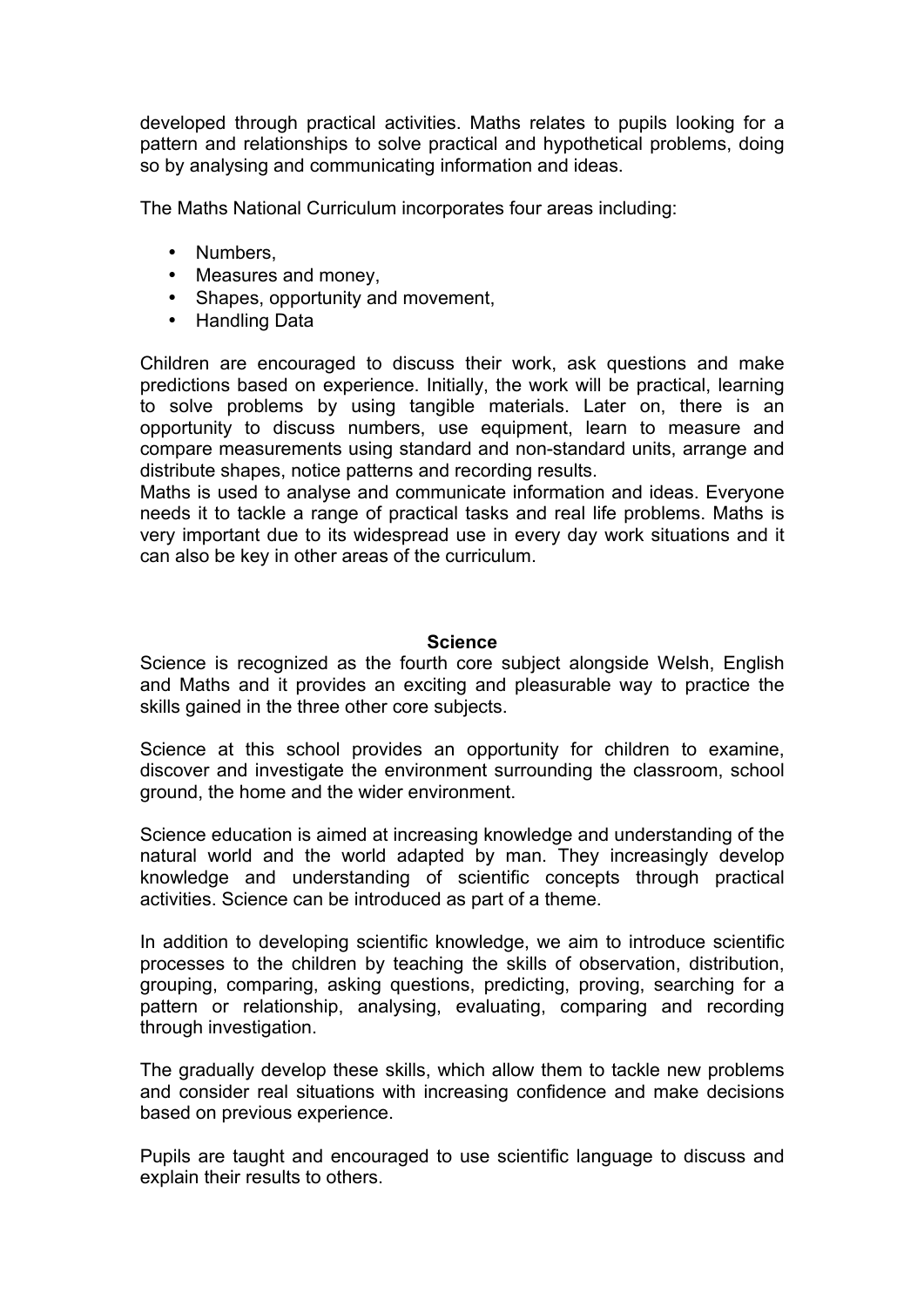developed through practical activities. Maths relates to pupils looking for a pattern and relationships to solve practical and hypothetical problems, doing so by analysing and communicating information and ideas.

The Maths National Curriculum incorporates four areas including:

- Numbers,
- Measures and money,
- Shapes, opportunity and movement,
- Handling Data

Children are encouraged to discuss their work, ask questions and make predictions based on experience. Initially, the work will be practical, learning to solve problems by using tangible materials. Later on, there is an opportunity to discuss numbers, use equipment, learn to measure and compare measurements using standard and non-standard units, arrange and distribute shapes, notice patterns and recording results.
Maths is used to analyse and communicate information and ideas. Everyone needs it to tackle a range of practical tasks and real life problems. Maths is very important due to its widespread use in every day work situations and it can also be key in other areas of the curriculum.

## Science

Science is recognized as the fourth core subject alongside Welsh, English and Maths and it provides an exciting and pleasurable way to practice the skills gained in the three other core subjects.

Science at this school provides an opportunity for children to examine, discover and investigate the environment surrounding the classroom, school ground, the home and the wider environment.

Science education is aimed at increasing knowledge and understanding of the natural world and the world adapted by man. They increasingly develop knowledge and understanding of scientific concepts through practical activities. Science can be introduced as part of a theme.

In addition to developing scientific knowledge, we aim to introduce scientific processes to the children by teaching the skills of observation, distribution, grouping, comparing, asking questions, predicting, proving, searching for a pattern or relationship, analysing, evaluating, comparing and recording through investigation.

The gradually develop these skills, which allow them to tackle new problems and consider real situations with increasing confidence and make decisions based on previous experience.

Pupils are taught and encouraged to use scientific language to discuss and explain their results to others.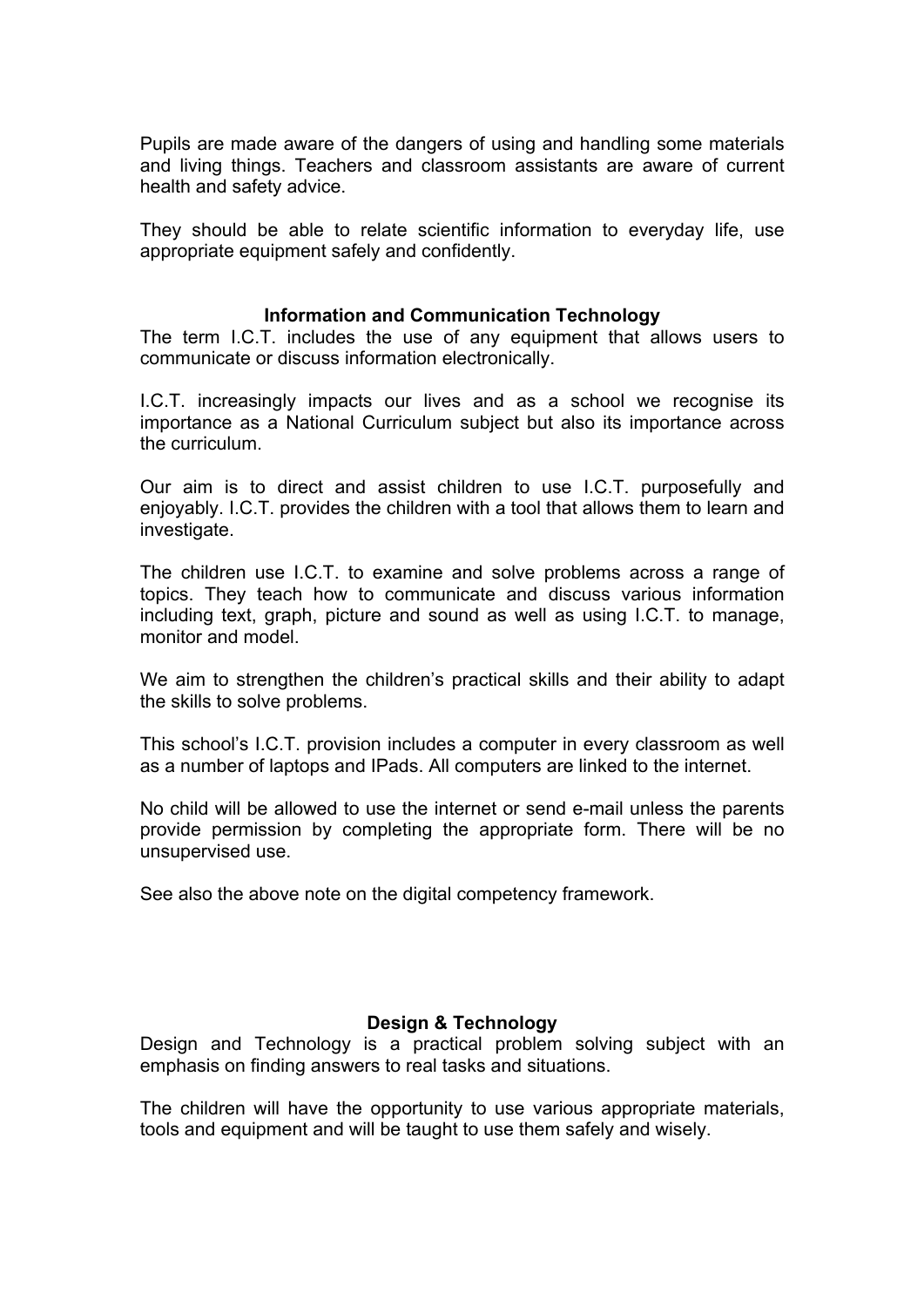Pupils are made aware of the dangers of using and handling some materials and living things. Teachers and classroom assistants are aware of current health and safety advice.

They should be able to relate scientific information to everyday life, use appropriate equipment safely and confidently.

### Information and Communication Technology

The term I.C.T. includes the use of any equipment that allows users to communicate or discuss information electronically.

I.C.T. increasingly impacts our lives and as a school we recognise its importance as a National Curriculum subject but also its importance across the curriculum.

Our aim is to direct and assist children to use I.C.T. purposefully and enjoyably. I.C.T. provides the children with a tool that allows them to learn and investigate.

The children use I.C.T. to examine and solve problems across a range of topics. They teach how to communicate and discuss various information including text, graph, picture and sound as well as using I.C.T. to manage, monitor and model.

We aim to strengthen the children's practical skills and their ability to adapt the skills to solve problems.

This school's I.C.T. provision includes a computer in every classroom as well as a number of laptops and IPads. All computers are linked to the internet.

No child will be allowed to use the internet or send e-mail unless the parents provide permission by completing the appropriate form. There will be no unsupervised use.

See also the above note on the digital competency framework.

### Design & Technology

Design and Technology is a practical problem solving subject with an emphasis on finding answers to real tasks and situations.

The children will have the opportunity to use various appropriate materials, tools and equipment and will be taught to use them safely and wisely.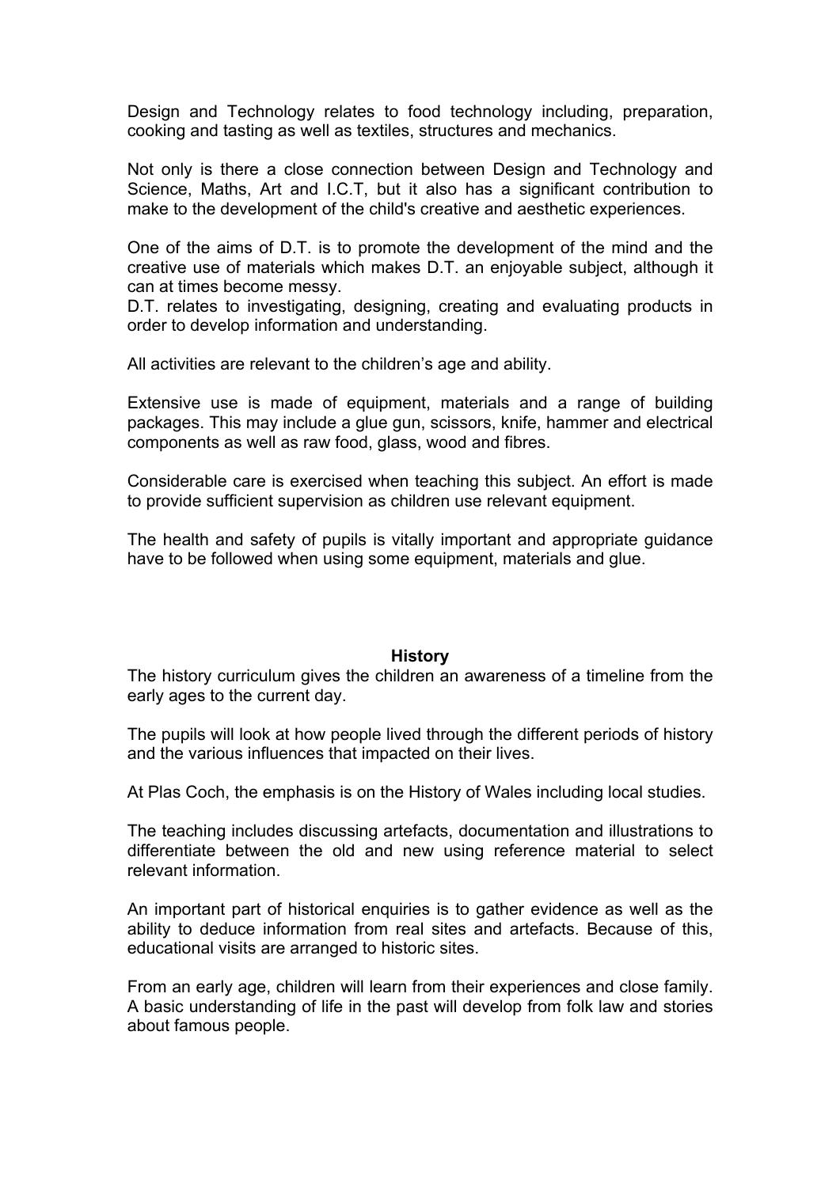Design and Technology relates to food technology including, preparation, cooking and tasting as well as textiles, structures and mechanics.

Not only is there a close connection between Design and Technology and Science, Maths, Art and I.C.T, but it also has a significant contribution to make to the development of the child's creative and aesthetic experiences.

One of the aims of D.T. is to promote the development of the mind and the creative use of materials which makes D.T. an enjoyable subject, although it can at times become messy.
D.T. relates to investigating, designing, creating and evaluating products in order to develop information and understanding.

All activities are relevant to the children's age and ability.

Extensive use is made of equipment, materials and a range of building packages. This may include a glue gun, scissors, knife, hammer and electrical components as well as raw food, glass, wood and fibres.

Considerable care is exercised when teaching this subject. An effort is made to provide sufficient supervision as children use relevant equipment.

The health and safety of pupils is vitally important and appropriate guidance have to be followed when using some equipment, materials and glue.

## History

The history curriculum gives the children an awareness of a timeline from the early ages to the current day.

The pupils will look at how people lived through the different periods of history and the various influences that impacted on their lives.

At Plas Coch, the emphasis is on the History of Wales including local studies.

The teaching includes discussing artefacts, documentation and illustrations to differentiate between the old and new using reference material to select relevant information.

An important part of historical enquiries is to gather evidence as well as the ability to deduce information from real sites and artefacts. Because of this, educational visits are arranged to historic sites.

From an early age, children will learn from their experiences and close family. A basic understanding of life in the past will develop from folk law and stories about famous people.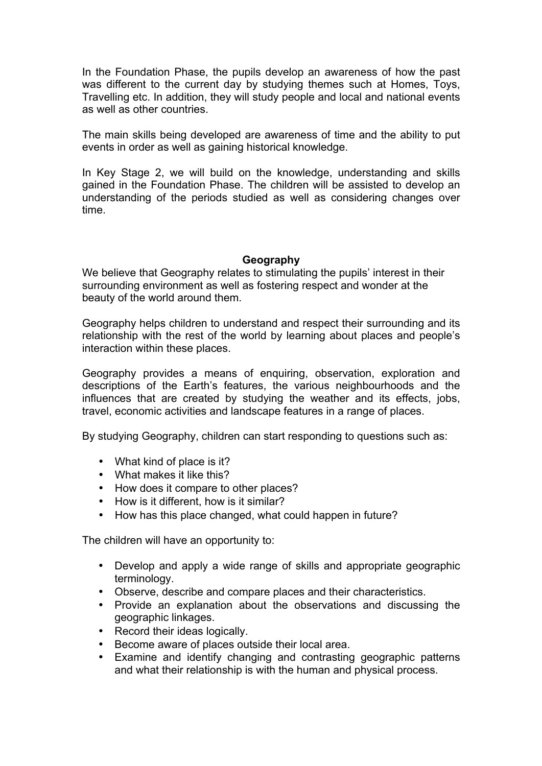In the Foundation Phase, the pupils develop an awareness of how the past was different to the current day by studying themes such at Homes, Toys, Travelling etc. In addition, they will study people and local and national events as well as other countries.

The main skills being developed are awareness of time and the ability to put events in order as well as gaining historical knowledge.

In Key Stage 2, we will build on the knowledge, understanding and skills gained in the Foundation Phase. The children will be assisted to develop an understanding of the periods studied as well as considering changes over time.

## Geography

We believe that Geography relates to stimulating the pupils' interest in their surrounding environment as well as fostering respect and wonder at the beauty of the world around them.

Geography helps children to understand and respect their surrounding and its relationship with the rest of the world by learning about places and people's interaction within these places.

Geography provides a means of enquiring, observation, exploration and descriptions of the Earth's features, the various neighbourhoods and the influences that are created by studying the weather and its effects, jobs, travel, economic activities and landscape features in a range of places.

By studying Geography, children can start responding to questions such as:

- What kind of place is it?
- What makes it like this?
- How does it compare to other places?
- How is it different, how is it similar?
- How has this place changed, what could happen in future?

The children will have an opportunity to:

- Develop and apply a wide range of skills and appropriate geographic terminology.
- Observe, describe and compare places and their characteristics.
- Provide an explanation about the observations and discussing the geographic linkages.
- Record their ideas logically.
- Become aware of places outside their local area.
- Examine and identify changing and contrasting geographic patterns and what their relationship is with the human and physical process.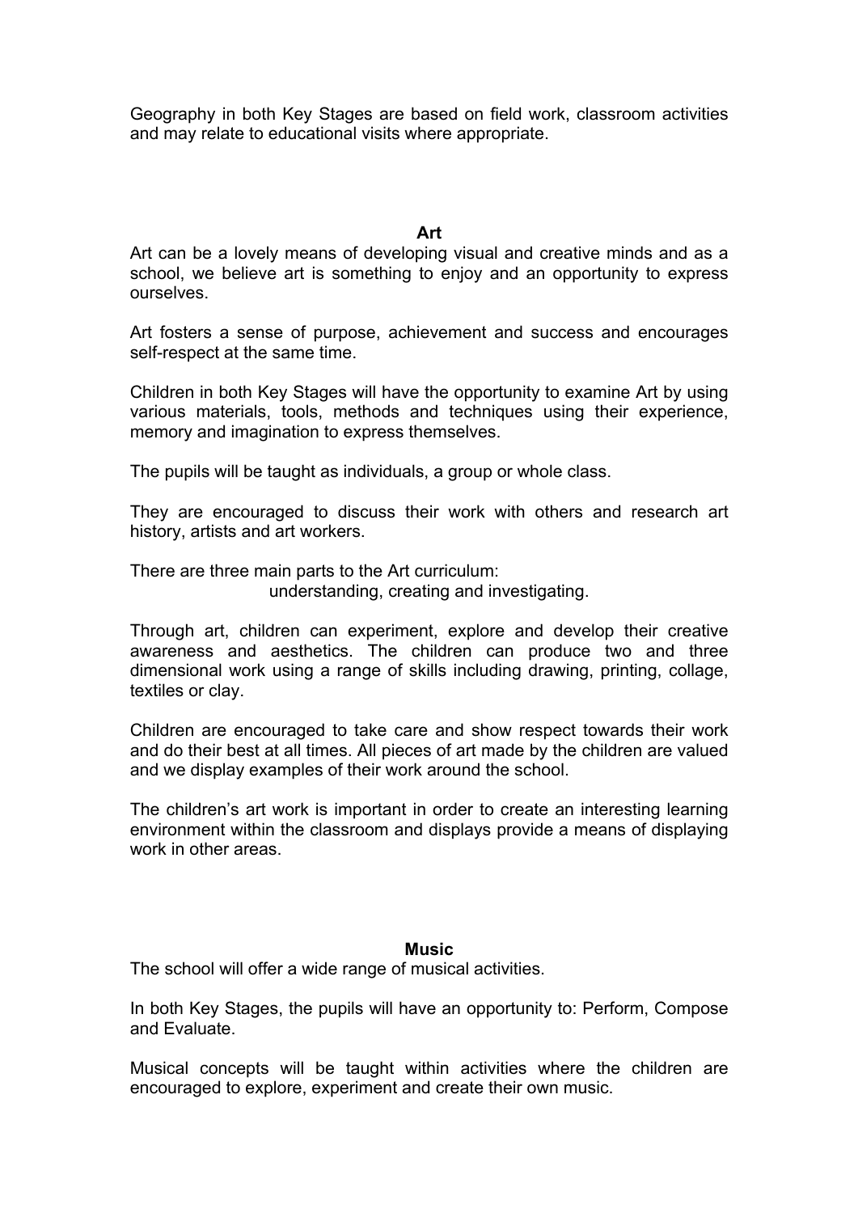Geography in both Key Stages are based on field work, classroom activities and may relate to educational visits where appropriate.

## Art

Art can be a lovely means of developing visual and creative minds and as a school, we believe art is something to enjoy and an opportunity to express ourselves.

Art fosters a sense of purpose, achievement and success and encourages self-respect at the same time.

Children in both Key Stages will have the opportunity to examine Art by using various materials, tools, methods and techniques using their experience, memory and imagination to express themselves.

The pupils will be taught as individuals, a group or whole class.

They are encouraged to discuss their work with others and research art history, artists and art workers.

There are three main parts to the Art curriculum:
understanding, creating and investigating.

Through art, children can experiment, explore and develop their creative awareness and aesthetics. The children can produce two and three dimensional work using a range of skills including drawing, printing, collage, textiles or clay.

Children are encouraged to take care and show respect towards their work and do their best at all times. All pieces of art made by the children are valued and we display examples of their work around the school.

The children's art work is important in order to create an interesting learning environment within the classroom and displays provide a means of displaying work in other areas.

## Music

The school will offer a wide range of musical activities.

In both Key Stages, the pupils will have an opportunity to: Perform, Compose and Evaluate.

Musical concepts will be taught within activities where the children are encouraged to explore, experiment and create their own music.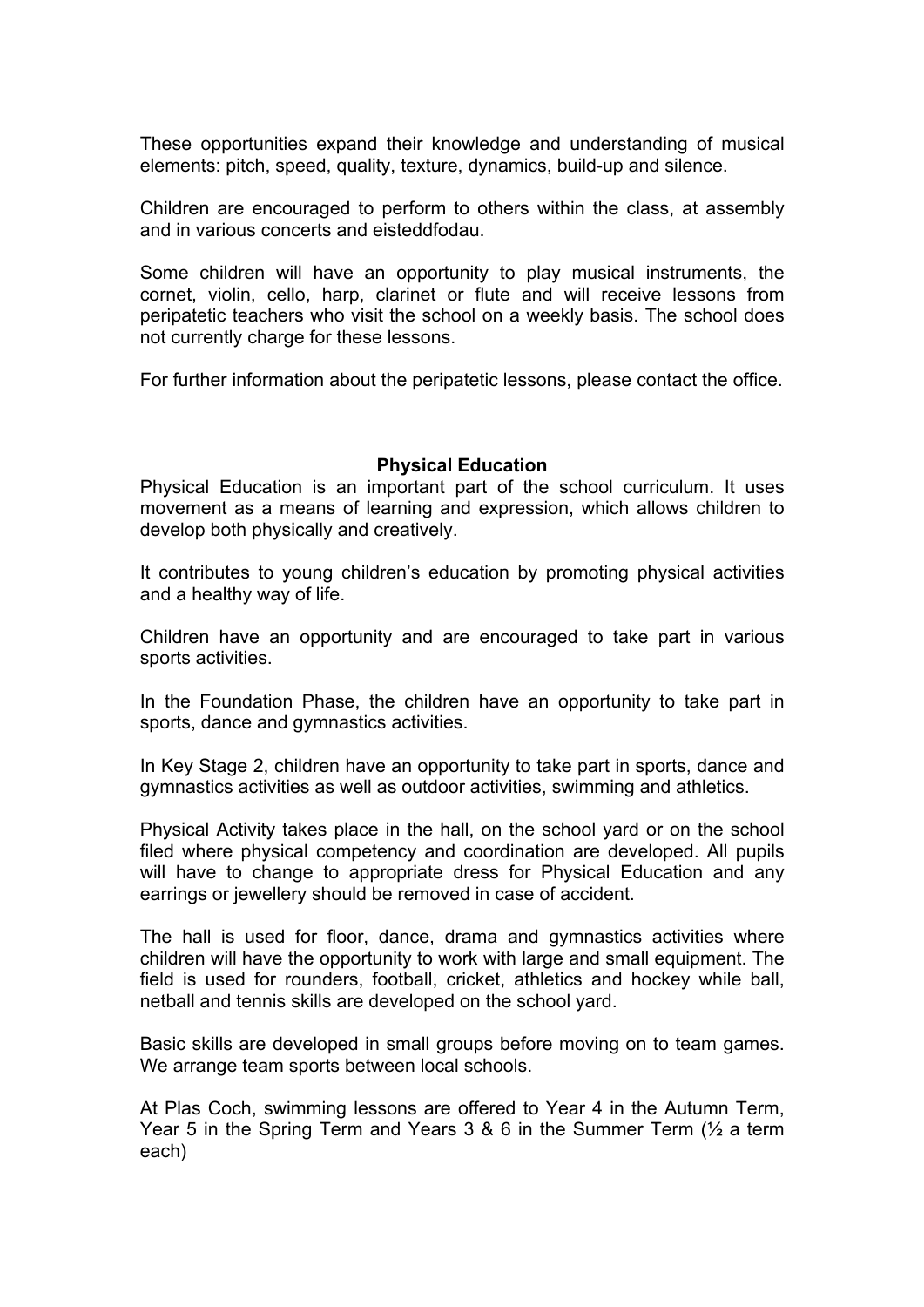These opportunities expand their knowledge and understanding of musical elements: pitch, speed, quality, texture, dynamics, build-up and silence.

Children are encouraged to perform to others within the class, at assembly and in various concerts and eisteddfodau.

Some children will have an opportunity to play musical instruments, the cornet, violin, cello, harp, clarinet or flute and will receive lessons from peripatetic teachers who visit the school on a weekly basis. The school does not currently charge for these lessons.

For further information about the peripatetic lessons, please contact the office.

## Physical Education

Physical Education is an important part of the school curriculum. It uses movement as a means of learning and expression, which allows children to develop both physically and creatively.

It contributes to young children's education by promoting physical activities and a healthy way of life.

Children have an opportunity and are encouraged to take part in various sports activities.

In the Foundation Phase, the children have an opportunity to take part in sports, dance and gymnastics activities.

In Key Stage 2, children have an opportunity to take part in sports, dance and gymnastics activities as well as outdoor activities, swimming and athletics.

Physical Activity takes place in the hall, on the school yard or on the school filed where physical competency and coordination are developed. All pupils will have to change to appropriate dress for Physical Education and any earrings or jewellery should be removed in case of accident.

The hall is used for floor, dance, drama and gymnastics activities where children will have the opportunity to work with large and small equipment. The field is used for rounders, football, cricket, athletics and hockey while ball, netball and tennis skills are developed on the school yard.

Basic skills are developed in small groups before moving on to team games. We arrange team sports between local schools.

At Plas Coch, swimming lessons are offered to Year 4 in the Autumn Term, Year 5 in the Spring Term and Years 3 & 6 in the Summer Term (½ a term each)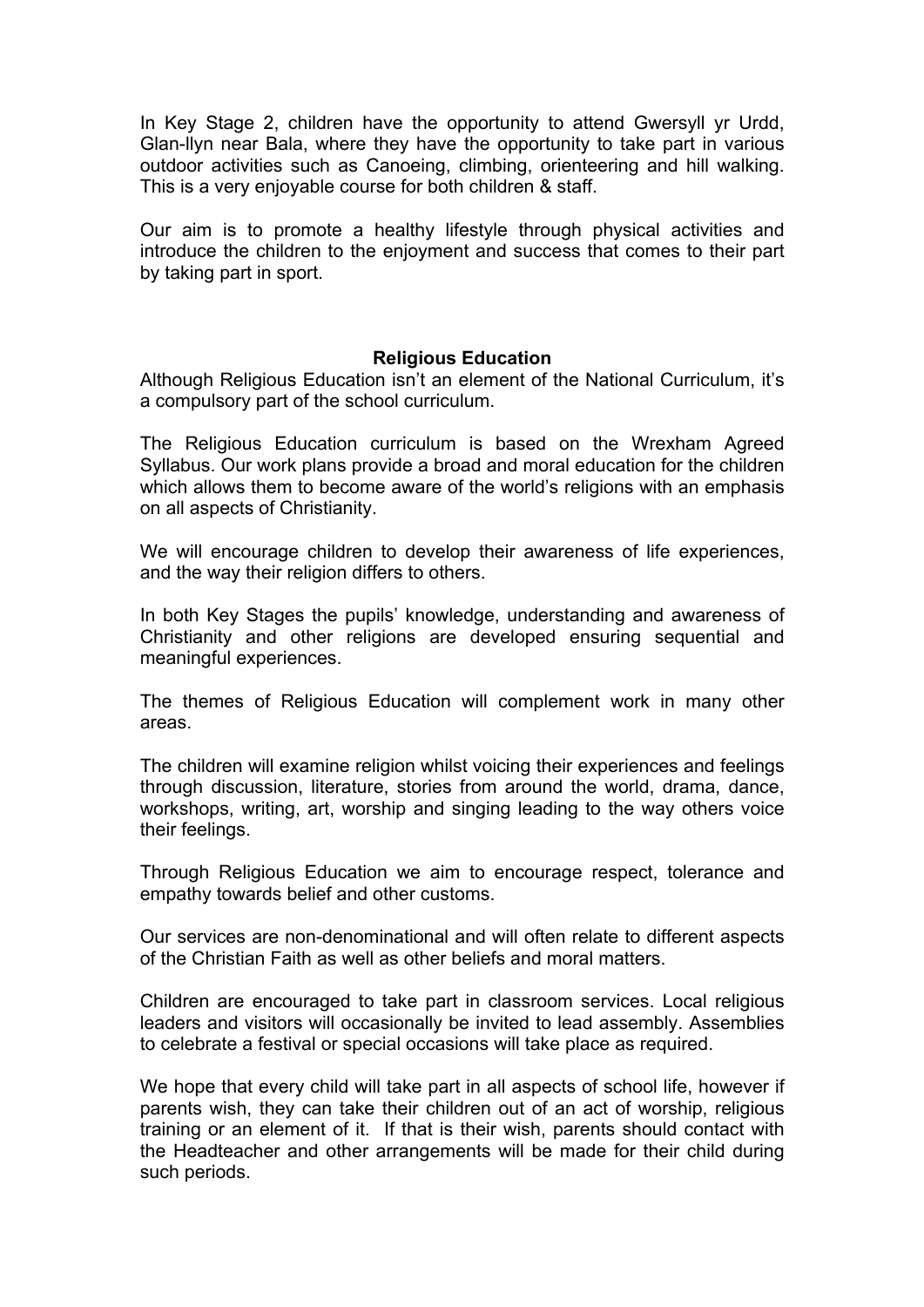In Key Stage 2, children have the opportunity to attend Gwersyll yr Urdd, Glan-llyn near Bala, where they have the opportunity to take part in various outdoor activities such as Canoeing, climbing, orienteering and hill walking. This is a very enjoyable course for both children & staff.

Our aim is to promote a healthy lifestyle through physical activities and introduce the children to the enjoyment and success that comes to their part by taking part in sport.

## Religious Education

Although Religious Education isn't an element of the National Curriculum, it's a compulsory part of the school curriculum.

The Religious Education curriculum is based on the Wrexham Agreed Syllabus. Our work plans provide a broad and moral education for the children which allows them to become aware of the world's religions with an emphasis on all aspects of Christianity.

We will encourage children to develop their awareness of life experiences, and the way their religion differs to others.

In both Key Stages the pupils' knowledge, understanding and awareness of Christianity and other religions are developed ensuring sequential and meaningful experiences.

The themes of Religious Education will complement work in many other areas.

The children will examine religion whilst voicing their experiences and feelings through discussion, literature, stories from around the world, drama, dance, workshops, writing, art, worship and singing leading to the way others voice their feelings.

Through Religious Education we aim to encourage respect, tolerance and empathy towards belief and other customs.

Our services are non-denominational and will often relate to different aspects of the Christian Faith as well as other beliefs and moral matters.

Children are encouraged to take part in classroom services. Local religious leaders and visitors will occasionally be invited to lead assembly. Assemblies to celebrate a festival or special occasions will take place as required.

We hope that every child will take part in all aspects of school life, however if parents wish, they can take their children out of an act of worship, religious training or an element of it. If that is their wish, parents should contact with the Headteacher and other arrangements will be made for their child during such periods.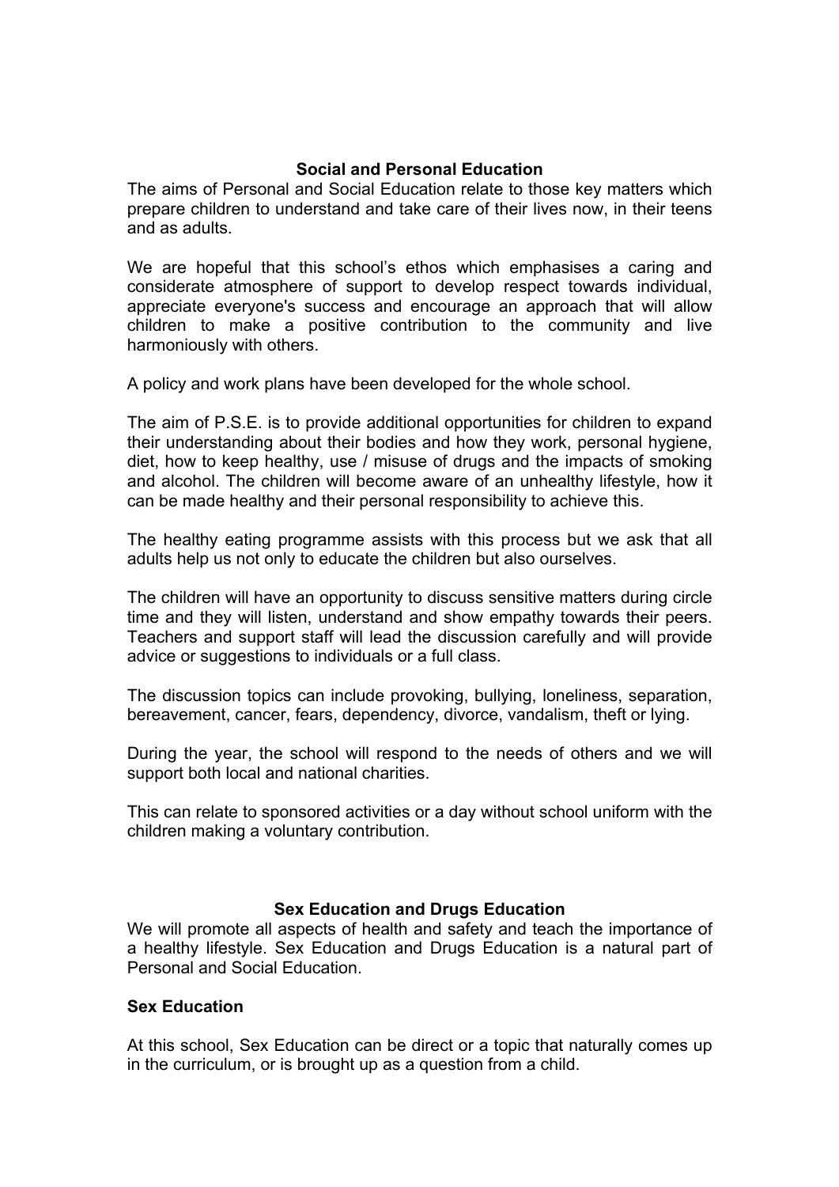## Social and Personal Education

The aims of Personal and Social Education relate to those key matters which prepare children to understand and take care of their lives now, in their teens and as adults.

We are hopeful that this school's ethos which emphasises a caring and considerate atmosphere of support to develop respect towards individual, appreciate everyone's success and encourage an approach that will allow children to make a positive contribution to the community and live harmoniously with others.

A policy and work plans have been developed for the whole school.

The aim of P.S.E. is to provide additional opportunities for children to expand their understanding about their bodies and how they work, personal hygiene, diet, how to keep healthy, use / misuse of drugs and the impacts of smoking and alcohol. The children will become aware of an unhealthy lifestyle, how it can be made healthy and their personal responsibility to achieve this.

The healthy eating programme assists with this process but we ask that all adults help us not only to educate the children but also ourselves.

The children will have an opportunity to discuss sensitive matters during circle time and they will listen, understand and show empathy towards their peers. Teachers and support staff will lead the discussion carefully and will provide advice or suggestions to individuals or a full class.

The discussion topics can include provoking, bullying, loneliness, separation, bereavement, cancer, fears, dependency, divorce, vandalism, theft or lying.

During the year, the school will respond to the needs of others and we will support both local and national charities.

This can relate to sponsored activities or a day without school uniform with the children making a voluntary contribution.

## Sex Education and Drugs Education

We will promote all aspects of health and safety and teach the importance of a healthy lifestyle. Sex Education and Drugs Education is a natural part of Personal and Social Education.

### Sex Education

At this school, Sex Education can be direct or a topic that naturally comes up in the curriculum, or is brought up as a question from a child.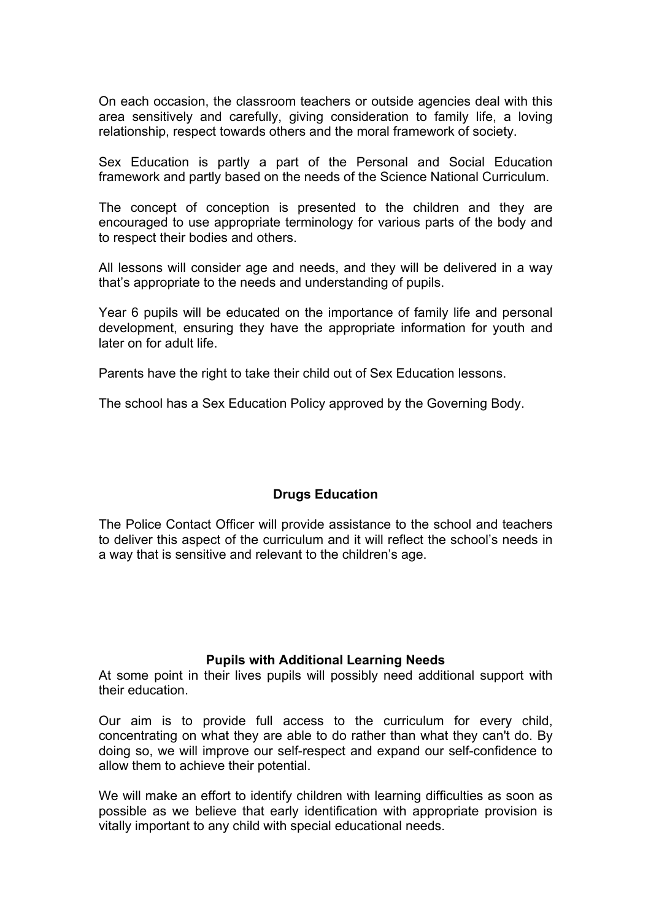On each occasion, the classroom teachers or outside agencies deal with this area sensitively and carefully, giving consideration to family life, a loving relationship, respect towards others and the moral framework of society.

Sex Education is partly a part of the Personal and Social Education framework and partly based on the needs of the Science National Curriculum.

The concept of conception is presented to the children and they are encouraged to use appropriate terminology for various parts of the body and to respect their bodies and others.

All lessons will consider age and needs, and they will be delivered in a way that's appropriate to the needs and understanding of pupils.

Year 6 pupils will be educated on the importance of family life and personal development, ensuring they have the appropriate information for youth and later on for adult life.

Parents have the right to take their child out of Sex Education lessons.

The school has a Sex Education Policy approved by the Governing Body.

## Drugs Education

The Police Contact Officer will provide assistance to the school and teachers to deliver this aspect of the curriculum and it will reflect the school's needs in a way that is sensitive and relevant to the children's age.

## Pupils with Additional Learning Needs

At some point in their lives pupils will possibly need additional support with their education.

Our aim is to provide full access to the curriculum for every child, concentrating on what they are able to do rather than what they can't do. By doing so, we will improve our self-respect and expand our self-confidence to allow them to achieve their potential.

We will make an effort to identify children with learning difficulties as soon as possible as we believe that early identification with appropriate provision is vitally important to any child with special educational needs.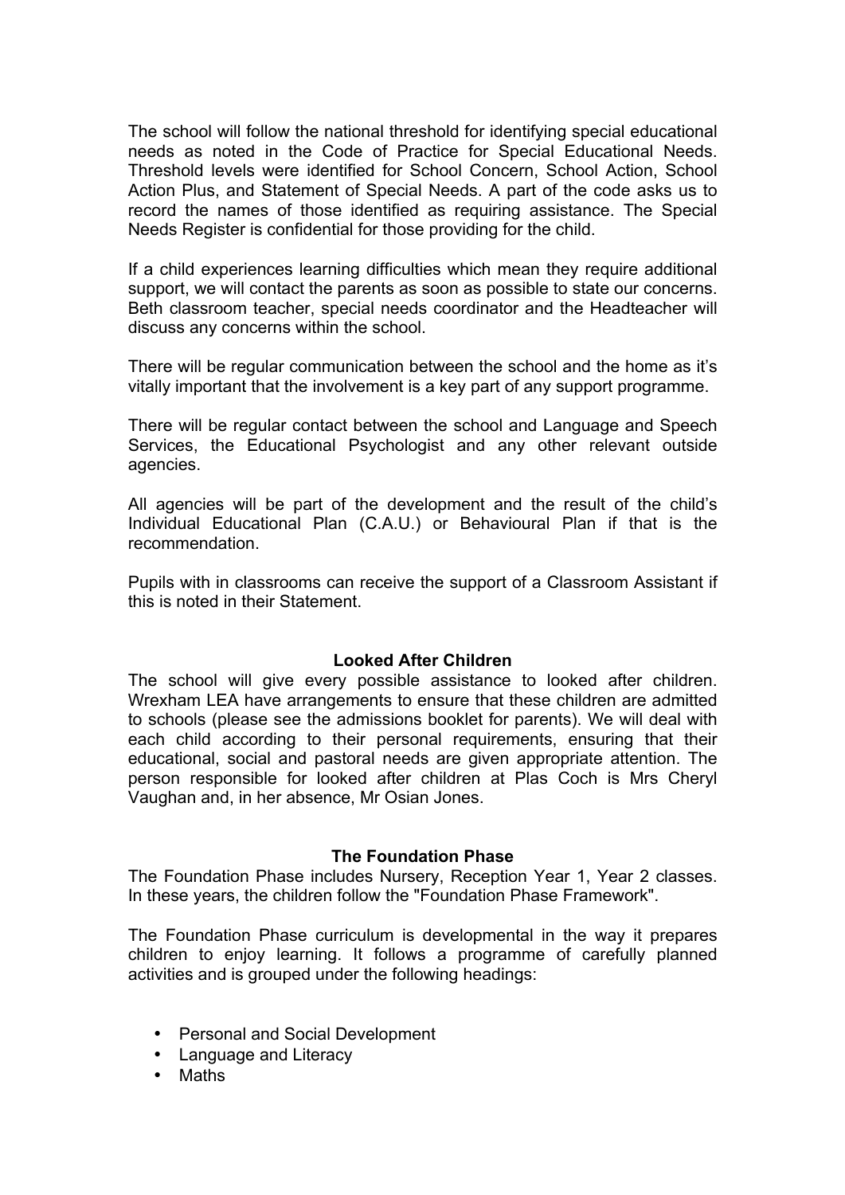The school will follow the national threshold for identifying special educational needs as noted in the Code of Practice for Special Educational Needs. Threshold levels were identified for School Concern, School Action, School Action Plus, and Statement of Special Needs. A part of the code asks us to record the names of those identified as requiring assistance. The Special Needs Register is confidential for those providing for the child.

If a child experiences learning difficulties which mean they require additional support, we will contact the parents as soon as possible to state our concerns. Beth classroom teacher, special needs coordinator and the Headteacher will discuss any concerns within the school.

There will be regular communication between the school and the home as it's vitally important that the involvement is a key part of any support programme.

There will be regular contact between the school and Language and Speech Services, the Educational Psychologist and any other relevant outside agencies.

All agencies will be part of the development and the result of the child's Individual Educational Plan (C.A.U.) or Behavioural Plan if that is the recommendation.

Pupils with in classrooms can receive the support of a Classroom Assistant if this is noted in their Statement.

## Looked After Children

The school will give every possible assistance to looked after children. Wrexham LEA have arrangements to ensure that these children are admitted to schools (please see the admissions booklet for parents). We will deal with each child according to their personal requirements, ensuring that their educational, social and pastoral needs are given appropriate attention. The person responsible for looked after children at Plas Coch is Mrs Cheryl Vaughan and, in her absence, Mr Osian Jones.

## The Foundation Phase

The Foundation Phase includes Nursery, Reception Year 1, Year 2 classes. In these years, the children follow the "Foundation Phase Framework".

The Foundation Phase curriculum is developmental in the way it prepares children to enjoy learning. It follows a programme of carefully planned activities and is grouped under the following headings:

- Personal and Social Development
- Language and Literacy
- Maths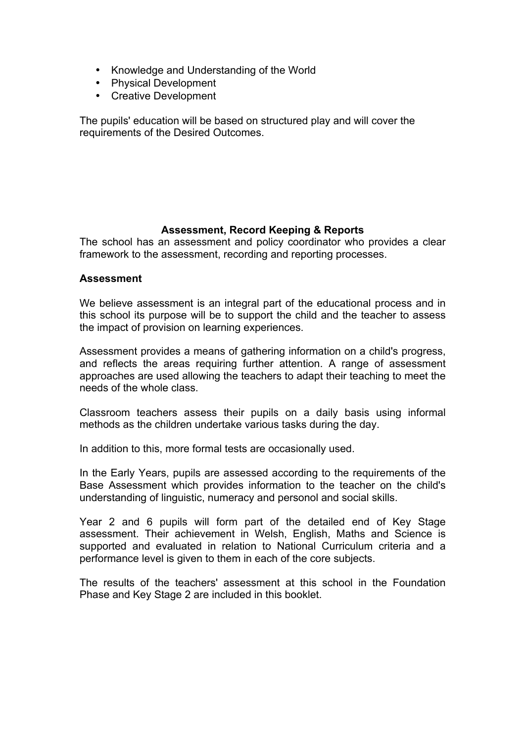- Knowledge and Understanding of the World
- Physical Development
- Creative Development

The pupils' education will be based on structured play and will cover the requirements of the Desired Outcomes.

## Assessment, Record Keeping & Reports

The school has an assessment and policy coordinator who provides a clear framework to the assessment, recording and reporting processes.

**Assessment**

We believe assessment is an integral part of the educational process and in this school its purpose will be to support the child and the teacher to assess the impact of provision on learning experiences.

Assessment provides a means of gathering information on a child's progress, and reflects the areas requiring further attention. A range of assessment approaches are used allowing the teachers to adapt their teaching to meet the needs of the whole class.

Classroom teachers assess their pupils on a daily basis using informal methods as the children undertake various tasks during the day.

In addition to this, more formal tests are occasionally used.

In the Early Years, pupils are assessed according to the requirements of the Base Assessment which provides information to the teacher on the child's understanding of linguistic, numeracy and personol and social skills.

Year 2 and 6 pupils will form part of the detailed end of Key Stage assessment. Their achievement in Welsh, English, Maths and Science is supported and evaluated in relation to National Curriculum criteria and a performance level is given to them in each of the core subjects.

The results of the teachers' assessment at this school in the Foundation Phase and Key Stage 2 are included in this booklet.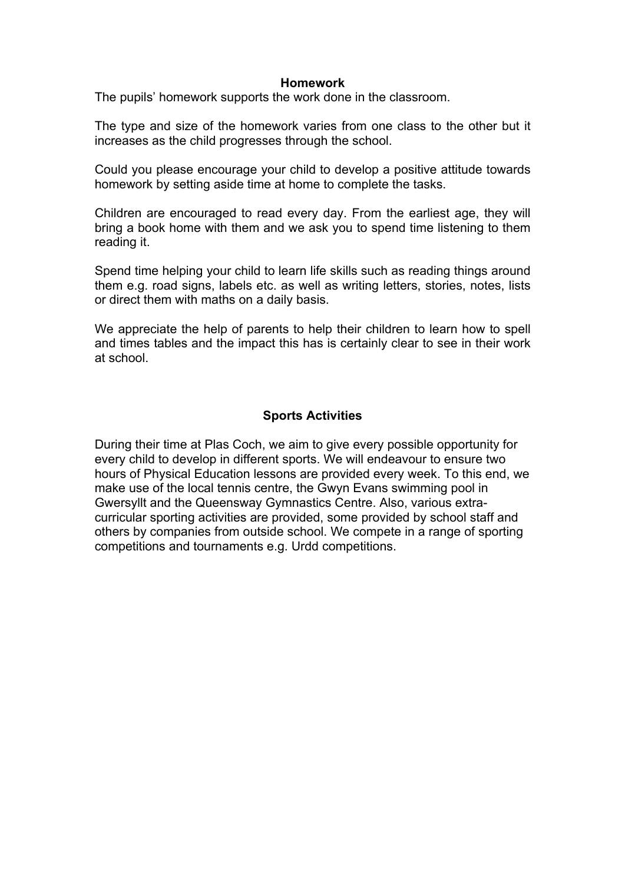## Homework

The pupils' homework supports the work done in the classroom.

The type and size of the homework varies from one class to the other but it increases as the child progresses through the school.

Could you please encourage your child to develop a positive attitude towards homework by setting aside time at home to complete the tasks.

Children are encouraged to read every day. From the earliest age, they will bring a book home with them and we ask you to spend time listening to them reading it.

Spend time helping your child to learn life skills such as reading things around them e.g. road signs, labels etc. as well as writing letters, stories, notes, lists or direct them with maths on a daily basis.

We appreciate the help of parents to help their children to learn how to spell and times tables and the impact this has is certainly clear to see in their work at school.

## Sports Activities

During their time at Plas Coch, we aim to give every possible opportunity for every child to develop in different sports. We will endeavour to ensure two hours of Physical Education lessons are provided every week. To this end, we make use of the local tennis centre, the Gwyn Evans swimming pool in Gwersyllt and the Queensway Gymnastics Centre. Also, various extra-curricular sporting activities are provided, some provided by school staff and others by companies from outside school. We compete in a range of sporting competitions and tournaments e.g. Urdd competitions.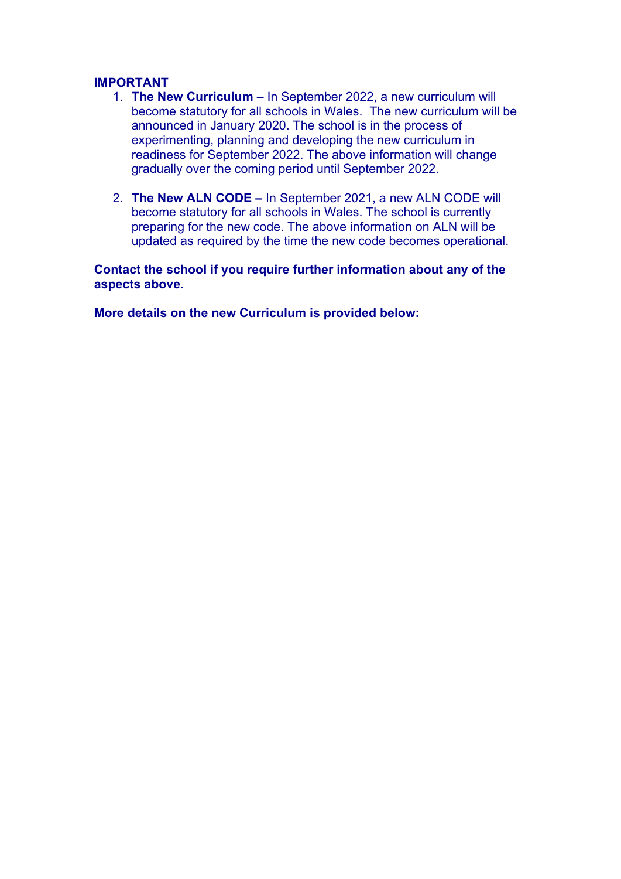**IMPORTANT**

1. **The New Curriculum –** In September 2022, a new curriculum will become statutory for all schools in Wales. The new curriculum will be announced in January 2020. The school is in the process of experimenting, planning and developing the new curriculum in readiness for September 2022. The above information will change gradually over the coming period until September 2022.

2. **The New ALN CODE –** In September 2021, a new ALN CODE will become statutory for all schools in Wales. The school is currently preparing for the new code. The above information on ALN will be updated as required by the time the new code becomes operational.

**Contact the school if you require further information about any of the aspects above.**

**More details on the new Curriculum is provided below:**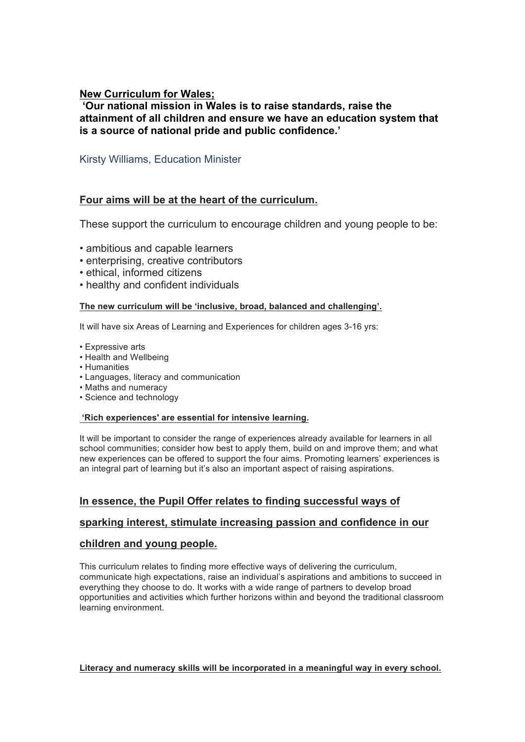**New Curriculum for Wales;**

**'Our national mission in Wales is to raise standards, raise the attainment of all children and ensure we have an education system that is a source of national pride and public confidence.'**

Kirsty Williams, Education Minister

## Four aims will be at the heart of the curriculum.

These support the curriculum to encourage children and young people to be:

- ambitious and capable learners
- enterprising, creative contributors
- ethical, informed citizens
- healthy and confident individuals

**The new curriculum will be 'inclusive, broad, balanced and challenging'.**

It will have six Areas of Learning and Experiences for children ages 3-16 yrs:

- Expressive arts
- Health and Wellbeing
- Humanities
- Languages, literacy and communication
- Maths and numeracy
- Science and technology

**'Rich experiences' are essential for intensive learning.**

It will be important to consider the range of experiences already available for learners in all school communities; consider how best to apply them, build on and improve them; and what new experiences can be offered to support the four aims. Promoting learners' experiences is an integral part of learning but it's also an important aspect of raising aspirations.

## In essence, the Pupil Offer relates to finding successful ways of sparking interest, stimulate increasing passion and confidence in our children and young people.

This curriculum relates to finding more effective ways of delivering the curriculum, communicate high expectations, raise an individual's aspirations and ambitions to succeed in everything they choose to do. It works with a wide range of partners to develop broad opportunities and activities which further horizons within and beyond the traditional classroom learning environment.

**Literacy and numeracy skills will be incorporated in a meaningful way in every school.**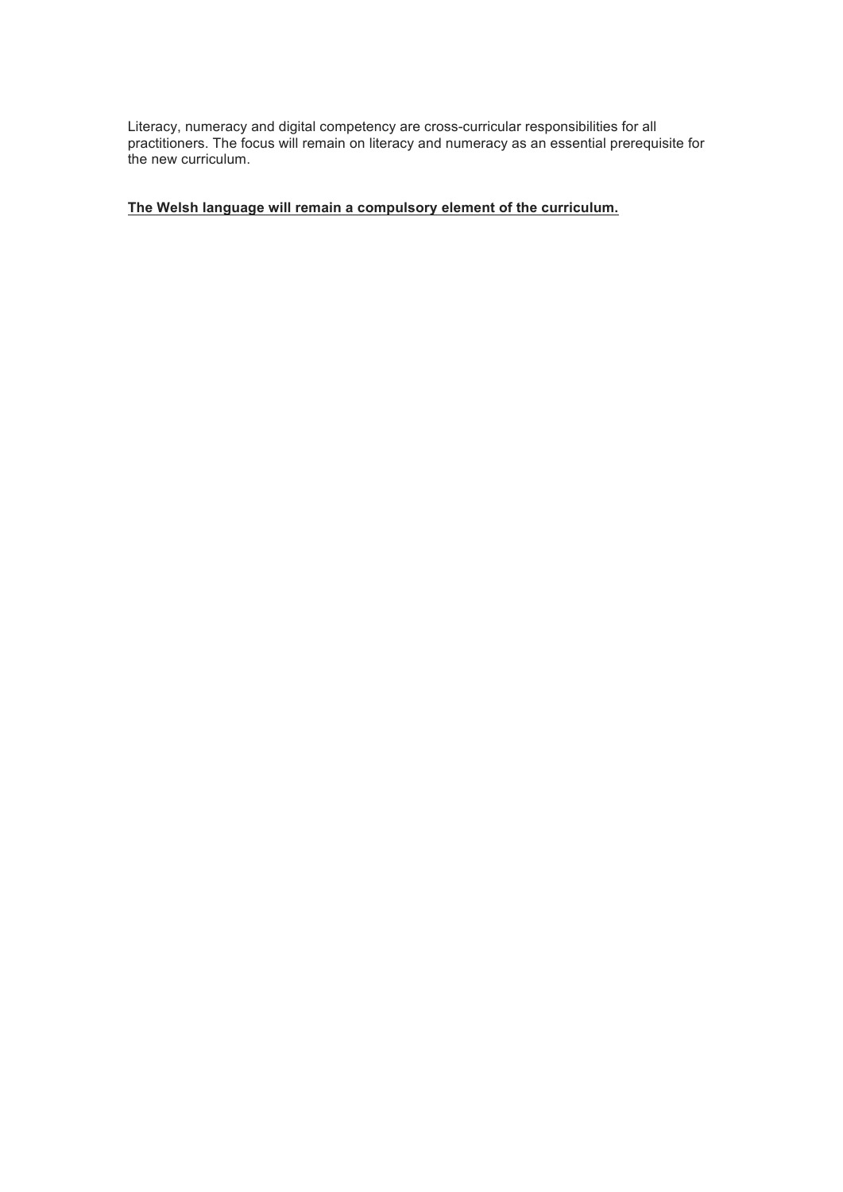Literacy, numeracy and digital competency are cross-curricular responsibilities for all practitioners. The focus will remain on literacy and numeracy as an essential prerequisite for the new curriculum.

<u>**The Welsh language will remain a compulsory element of the curriculum.**</u>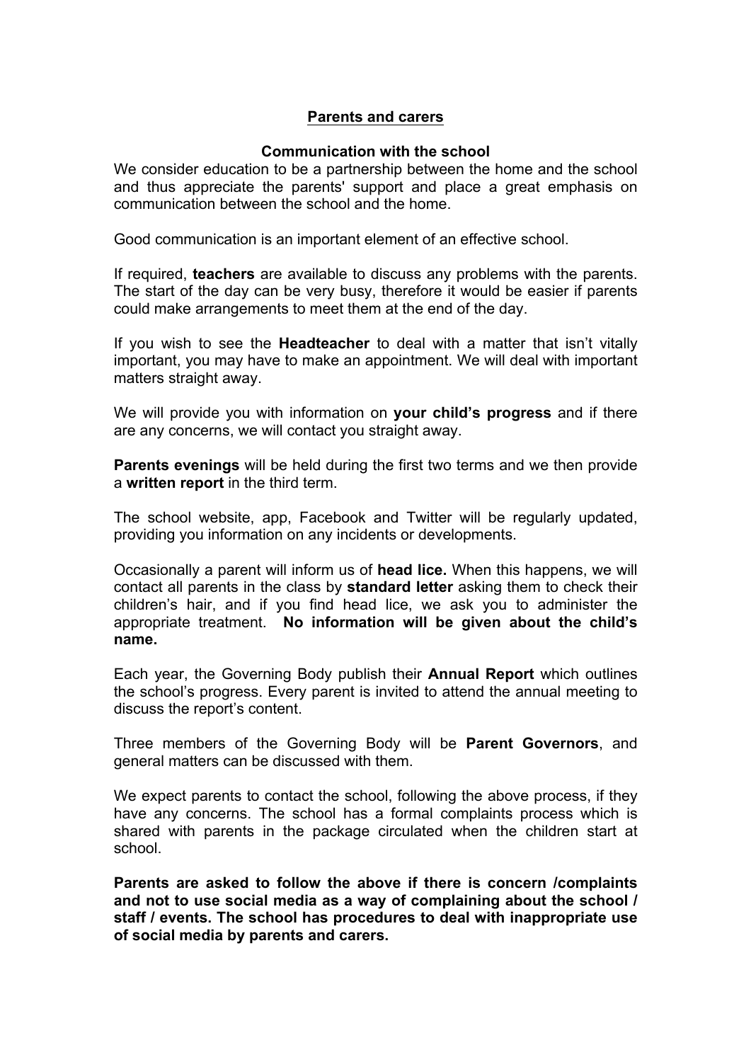## Parents and carers

### Communication with the school

We consider education to be a partnership between the home and the school and thus appreciate the parents' support and place a great emphasis on communication between the school and the home.

Good communication is an important element of an effective school.

If required, **teachers** are available to discuss any problems with the parents. The start of the day can be very busy, therefore it would be easier if parents could make arrangements to meet them at the end of the day.

If you wish to see the **Headteacher** to deal with a matter that isn't vitally important, you may have to make an appointment. We will deal with important matters straight away.

We will provide you with information on **your child's progress** and if there are any concerns, we will contact you straight away.

**Parents evenings** will be held during the first two terms and we then provide a **written report** in the third term.

The school website, app, Facebook and Twitter will be regularly updated, providing you information on any incidents or developments.

Occasionally a parent will inform us of **head lice.** When this happens, we will contact all parents in the class by **standard letter** asking them to check their children's hair, and if you find head lice, we ask you to administer the appropriate treatment. **No information will be given about the child's name.**

Each year, the Governing Body publish their **Annual Report** which outlines the school's progress. Every parent is invited to attend the annual meeting to discuss the report's content.

Three members of the Governing Body will be **Parent Governors**, and general matters can be discussed with them.

We expect parents to contact the school, following the above process, if they have any concerns. The school has a formal complaints process which is shared with parents in the package circulated when the children start at school.

**Parents are asked to follow the above if there is concern /complaints and not to use social media as a way of complaining about the school / staff / events. The school has procedures to deal with inappropriate use of social media by parents and carers.**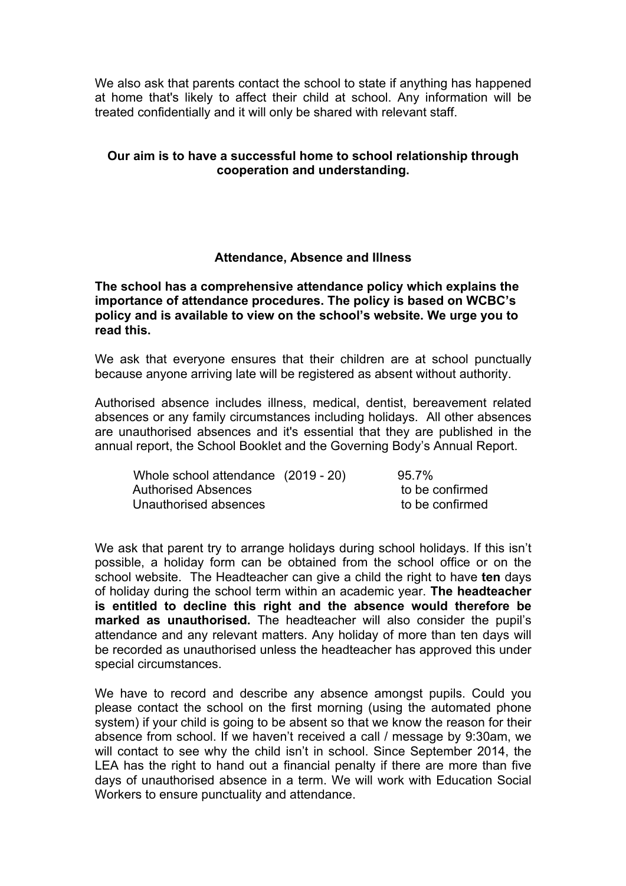We also ask that parents contact the school to state if anything has happened at home that's likely to affect their child at school. Any information will be treated confidentially and it will only be shared with relevant staff.

**Our aim is to have a successful home to school relationship through cooperation and understanding.**

## Attendance, Absence and Illness

**The school has a comprehensive attendance policy which explains the importance of attendance procedures. The policy is based on WCBC's policy and is available to view on the school's website. We urge you to read this.**

We ask that everyone ensures that their children are at school punctually because anyone arriving late will be registered as absent without authority.

Authorised absence includes illness, medical, dentist, bereavement related absences or any family circumstances including holidays. All other absences are unauthorised absences and it's essential that they are published in the annual report, the School Booklet and the Governing Body's Annual Report.

| | |
|---|---|
| Whole school attendance (2019 - 20) | 95.7% |
| Authorised Absences | to be confirmed |
| Unauthorised absences | to be confirmed |

We ask that parent try to arrange holidays during school holidays. If this isn't possible, a holiday form can be obtained from the school office or on the school website. The Headteacher can give a child the right to have **ten** days of holiday during the school term within an academic year. **The headteacher is entitled to decline this right and the absence would therefore be marked as unauthorised.** The headteacher will also consider the pupil's attendance and any relevant matters. Any holiday of more than ten days will be recorded as unauthorised unless the headteacher has approved this under special circumstances.

We have to record and describe any absence amongst pupils. Could you please contact the school on the first morning (using the automated phone system) if your child is going to be absent so that we know the reason for their absence from school. If we haven't received a call / message by 9:30am, we will contact to see why the child isn't in school. Since September 2014, the LEA has the right to hand out a financial penalty if there are more than five days of unauthorised absence in a term. We will work with Education Social Workers to ensure punctuality and attendance.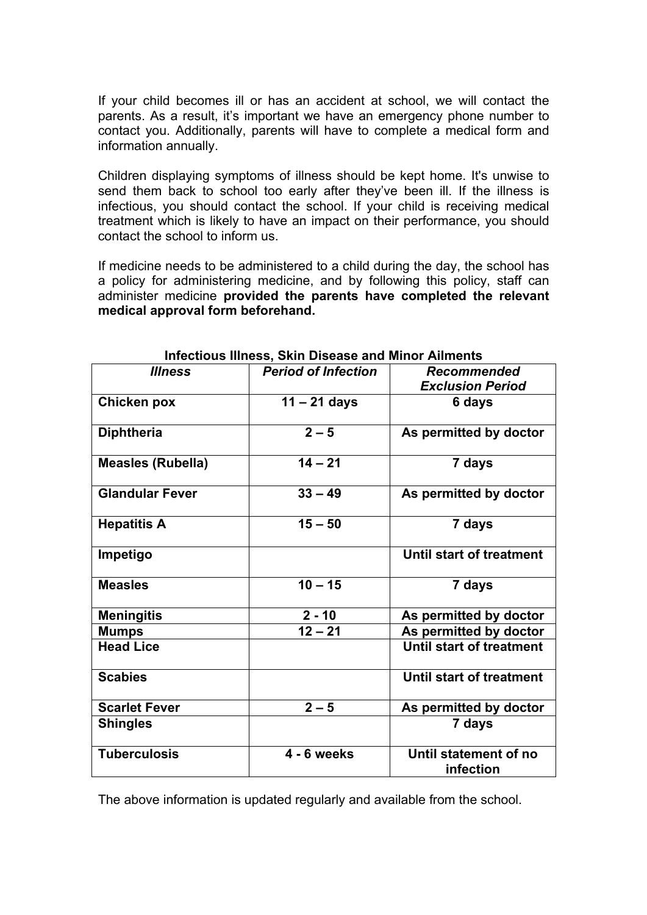If your child becomes ill or has an accident at school, we will contact the parents. As a result, it's important we have an emergency phone number to contact you. Additionally, parents will have to complete a medical form and information annually.

Children displaying symptoms of illness should be kept home. It's unwise to send them back to school too early after they've been ill. If the illness is infectious, you should contact the school. If your child is receiving medical treatment which is likely to have an impact on their performance, you should contact the school to inform us.

If medicine needs to be administered to a child during the day, the school has a policy for administering medicine, and by following this policy, staff can administer medicine **provided the parents have completed the relevant medical approval form beforehand.**

**Infectious Illness, Skin Disease and Minor Ailments**

| *Illness* | *Period of Infection* | *Recommended Exclusion Period* |
|---|---|---|
| **Chicken pox** | **11 – 21 days** | **6 days** |
| **Diphtheria** | **2 – 5** | **As permitted by doctor** |
| **Measles (Rubella)** | **14 – 21** | **7 days** |
| **Glandular Fever** | **33 – 49** | **As permitted by doctor** |
| **Hepatitis A** | **15 – 50** | **7 days** |
| **Impetigo** | | **Until start of treatment** |
| **Measles** | **10 – 15** | **7 days** |
| **Meningitis** | **2 - 10** | **As permitted by doctor** |
| **Mumps** | **12 – 21** | **As permitted by doctor** |
| **Head Lice** | | **Until start of treatment** |
| **Scabies** | | **Until start of treatment** |
| **Scarlet Fever** | **2 – 5** | **As permitted by doctor** |
| **Shingles** | | **7 days** |
| **Tuberculosis** | **4 - 6 weeks** | **Until statement of no infection** |

The above information is updated regularly and available from the school.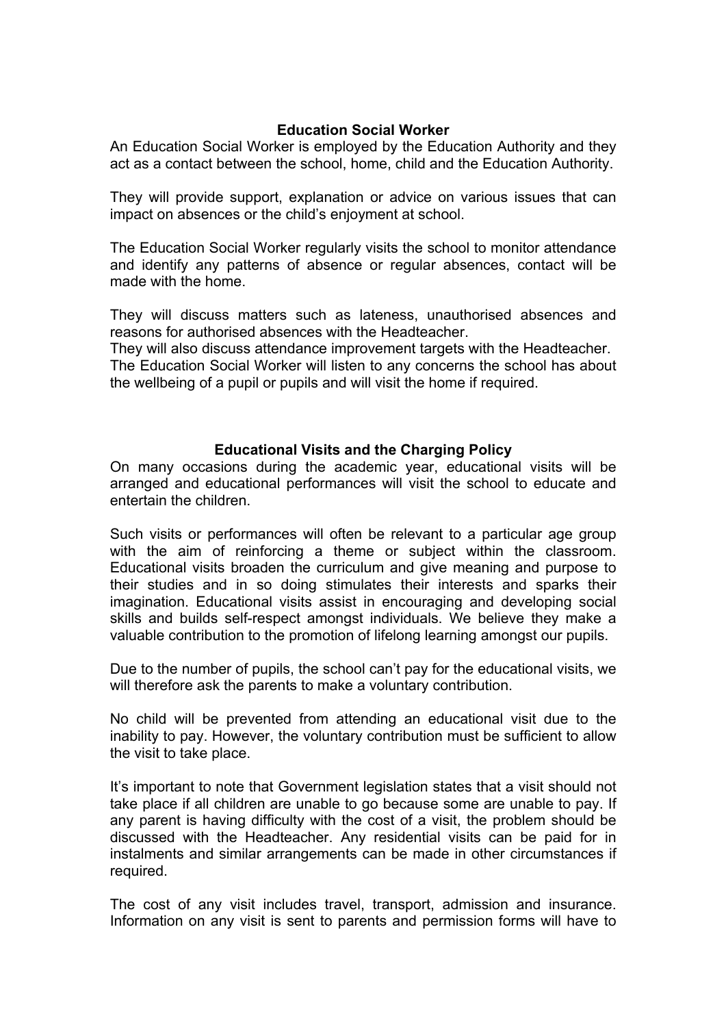## Education Social Worker

An Education Social Worker is employed by the Education Authority and they act as a contact between the school, home, child and the Education Authority.

They will provide support, explanation or advice on various issues that can impact on absences or the child's enjoyment at school.

The Education Social Worker regularly visits the school to monitor attendance and identify any patterns of absence or regular absences, contact will be made with the home.

They will discuss matters such as lateness, unauthorised absences and reasons for authorised absences with the Headteacher.
They will also discuss attendance improvement targets with the Headteacher.
The Education Social Worker will listen to any concerns the school has about the wellbeing of a pupil or pupils and will visit the home if required.

## Educational Visits and the Charging Policy

On many occasions during the academic year, educational visits will be arranged and educational performances will visit the school to educate and entertain the children.

Such visits or performances will often be relevant to a particular age group with the aim of reinforcing a theme or subject within the classroom. Educational visits broaden the curriculum and give meaning and purpose to their studies and in so doing stimulates their interests and sparks their imagination. Educational visits assist in encouraging and developing social skills and builds self-respect amongst individuals. We believe they make a valuable contribution to the promotion of lifelong learning amongst our pupils.

Due to the number of pupils, the school can't pay for the educational visits, we will therefore ask the parents to make a voluntary contribution.

No child will be prevented from attending an educational visit due to the inability to pay. However, the voluntary contribution must be sufficient to allow the visit to take place.

It's important to note that Government legislation states that a visit should not take place if all children are unable to go because some are unable to pay. If any parent is having difficulty with the cost of a visit, the problem should be discussed with the Headteacher. Any residential visits can be paid for in instalments and similar arrangements can be made in other circumstances if required.

The cost of any visit includes travel, transport, admission and insurance. Information on any visit is sent to parents and permission forms will have to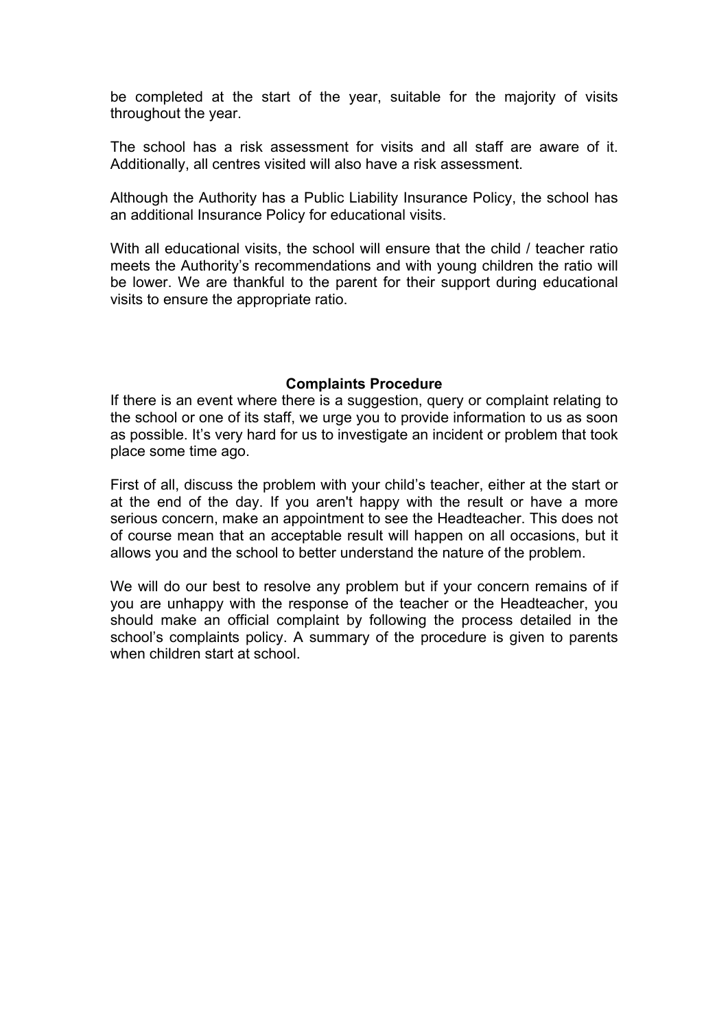be completed at the start of the year, suitable for the majority of visits throughout the year.

The school has a risk assessment for visits and all staff are aware of it. Additionally, all centres visited will also have a risk assessment.

Although the Authority has a Public Liability Insurance Policy, the school has an additional Insurance Policy for educational visits.

With all educational visits, the school will ensure that the child / teacher ratio meets the Authority's recommendations and with young children the ratio will be lower. We are thankful to the parent for their support during educational visits to ensure the appropriate ratio.

## Complaints Procedure

If there is an event where there is a suggestion, query or complaint relating to the school or one of its staff, we urge you to provide information to us as soon as possible. It's very hard for us to investigate an incident or problem that took place some time ago.

First of all, discuss the problem with your child's teacher, either at the start or at the end of the day. If you aren't happy with the result or have a more serious concern, make an appointment to see the Headteacher. This does not of course mean that an acceptable result will happen on all occasions, but it allows you and the school to better understand the nature of the problem.

We will do our best to resolve any problem but if your concern remains of if you are unhappy with the response of the teacher or the Headteacher, you should make an official complaint by following the process detailed in the school's complaints policy. A summary of the procedure is given to parents when children start at school.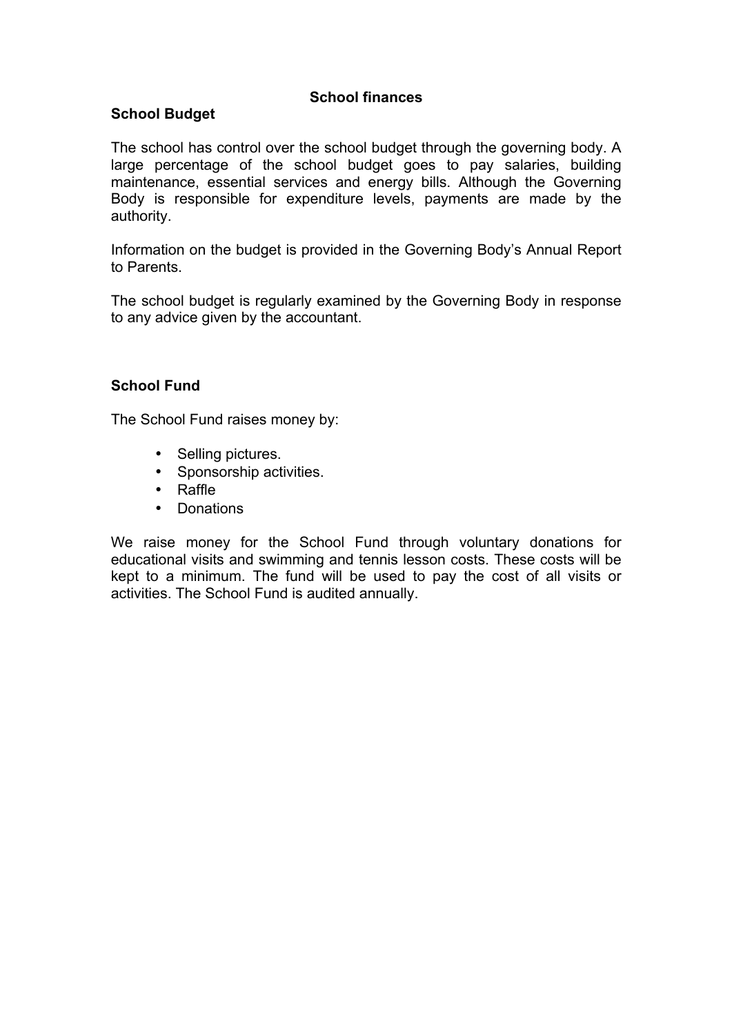# School finances

## School Budget

The school has control over the school budget through the governing body. A large percentage of the school budget goes to pay salaries, building maintenance, essential services and energy bills. Although the Governing Body is responsible for expenditure levels, payments are made by the authority.

Information on the budget is provided in the Governing Body's Annual Report to Parents.

The school budget is regularly examined by the Governing Body in response to any advice given by the accountant.

## School Fund

The School Fund raises money by:

- Selling pictures.
- Sponsorship activities.
- Raffle
- Donations

We raise money for the School Fund through voluntary donations for educational visits and swimming and tennis lesson costs. These costs will be kept to a minimum. The fund will be used to pay the cost of all visits or activities. The School Fund is audited annually.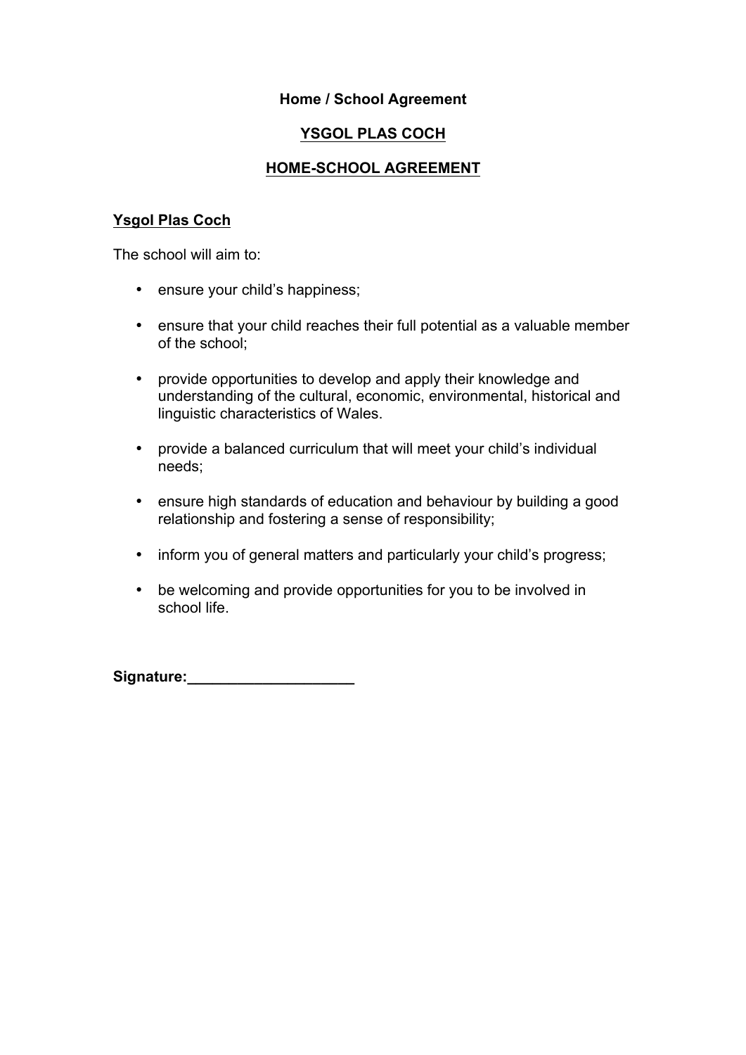**Home / School Agreement**

## YSGOL PLAS COCH

## HOME-SCHOOL AGREEMENT

### Ysgol Plas Coch

The school will aim to:

- ensure your child's happiness;
- ensure that your child reaches their full potential as a valuable member of the school;
- provide opportunities to develop and apply their knowledge and understanding of the cultural, economic, environmental, historical and linguistic characteristics of Wales.
- provide a balanced curriculum that will meet your child's individual needs;
- ensure high standards of education and behaviour by building a good relationship and fostering a sense of responsibility;
- inform you of general matters and particularly your child's progress;
- be welcoming and provide opportunities for you to be involved in school life.

**Signature:___________________**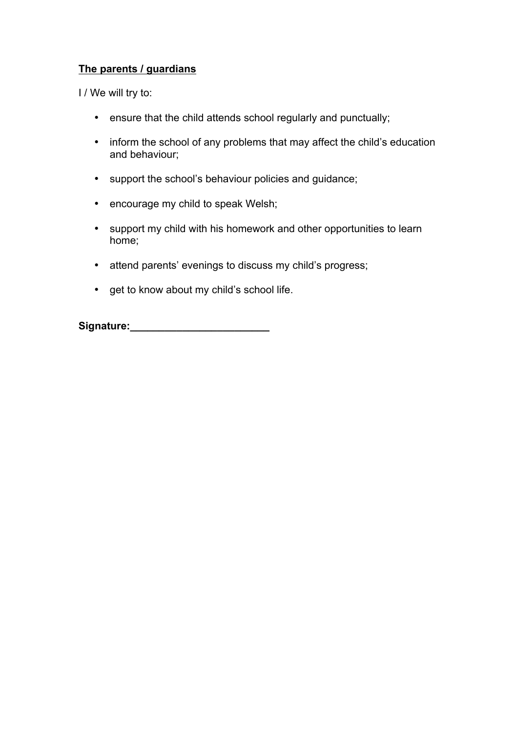**<u>The parents / guardians</u>**

I / We will try to:

- ensure that the child attends school regularly and punctually;
- inform the school of any problems that may affect the child's education and behaviour;
- support the school's behaviour policies and guidance;
- encourage my child to speak Welsh;
- support my child with his homework and other opportunities to learn home;
- attend parents' evenings to discuss my child's progress;
- get to know about my child's school life.

**Signature:________________________**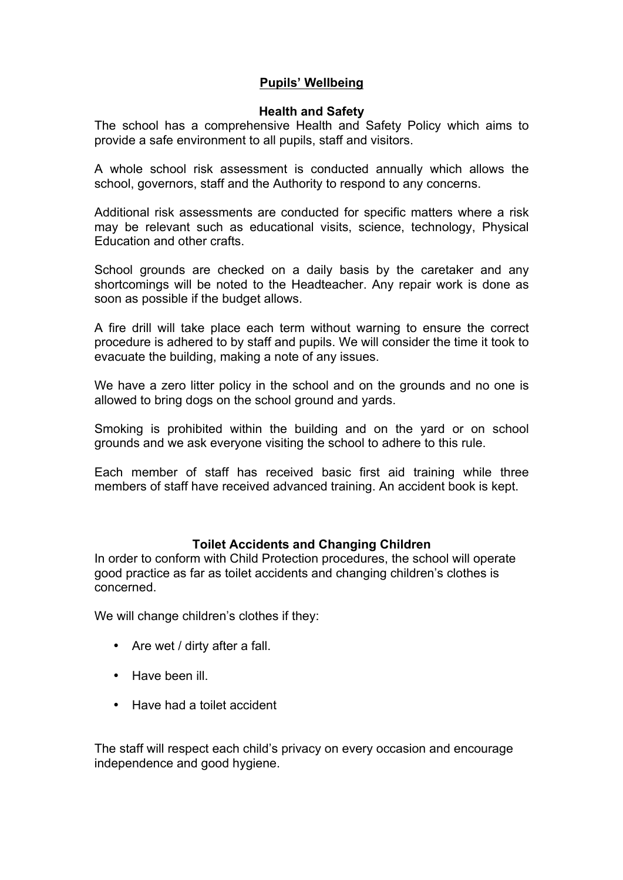## Pupils' Wellbeing

### Health and Safety

The school has a comprehensive Health and Safety Policy which aims to provide a safe environment to all pupils, staff and visitors.

A whole school risk assessment is conducted annually which allows the school, governors, staff and the Authority to respond to any concerns.

Additional risk assessments are conducted for specific matters where a risk may be relevant such as educational visits, science, technology, Physical Education and other crafts.

School grounds are checked on a daily basis by the caretaker and any shortcomings will be noted to the Headteacher. Any repair work is done as soon as possible if the budget allows.

A fire drill will take place each term without warning to ensure the correct procedure is adhered to by staff and pupils. We will consider the time it took to evacuate the building, making a note of any issues.

We have a zero litter policy in the school and on the grounds and no one is allowed to bring dogs on the school ground and yards.

Smoking is prohibited within the building and on the yard or on school grounds and we ask everyone visiting the school to adhere to this rule.

Each member of staff has received basic first aid training while three members of staff have received advanced training. An accident book is kept.

### Toilet Accidents and Changing Children

In order to conform with Child Protection procedures, the school will operate good practice as far as toilet accidents and changing children's clothes is concerned.

We will change children's clothes if they:

- Are wet / dirty after a fall.
- Have been ill.
- Have had a toilet accident

The staff will respect each child's privacy on every occasion and encourage independence and good hygiene.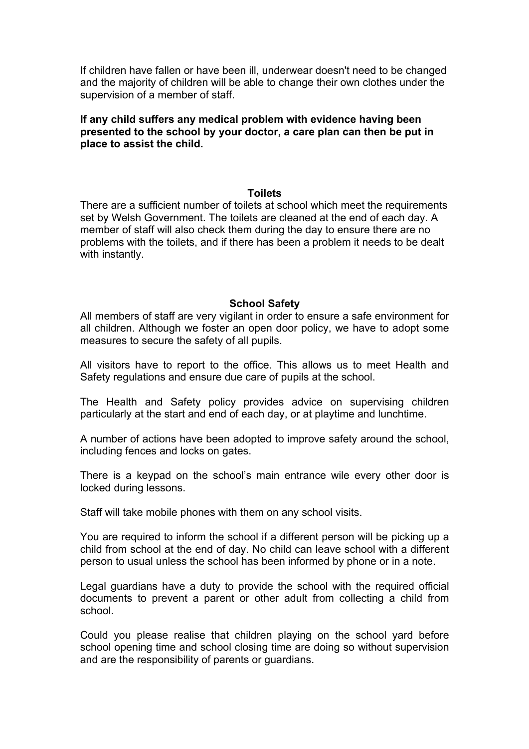If children have fallen or have been ill, underwear doesn't need to be changed and the majority of children will be able to change their own clothes under the supervision of a member of staff.

**If any child suffers any medical problem with evidence having been presented to the school by your doctor, a care plan can then be put in place to assist the child.**

## Toilets

There are a sufficient number of toilets at school which meet the requirements set by Welsh Government. The toilets are cleaned at the end of each day. A member of staff will also check them during the day to ensure there are no problems with the toilets, and if there has been a problem it needs to be dealt with instantly.

## School Safety

All members of staff are very vigilant in order to ensure a safe environment for all children. Although we foster an open door policy, we have to adopt some measures to secure the safety of all pupils.

All visitors have to report to the office. This allows us to meet Health and Safety regulations and ensure due care of pupils at the school.

The Health and Safety policy provides advice on supervising children particularly at the start and end of each day, or at playtime and lunchtime.

A number of actions have been adopted to improve safety around the school, including fences and locks on gates.

There is a keypad on the school's main entrance wile every other door is locked during lessons.

Staff will take mobile phones with them on any school visits.

You are required to inform the school if a different person will be picking up a child from school at the end of day. No child can leave school with a different person to usual unless the school has been informed by phone or in a note.

Legal guardians have a duty to provide the school with the required official documents to prevent a parent or other adult from collecting a child from school.

Could you please realise that children playing on the school yard before school opening time and school closing time are doing so without supervision and are the responsibility of parents or guardians.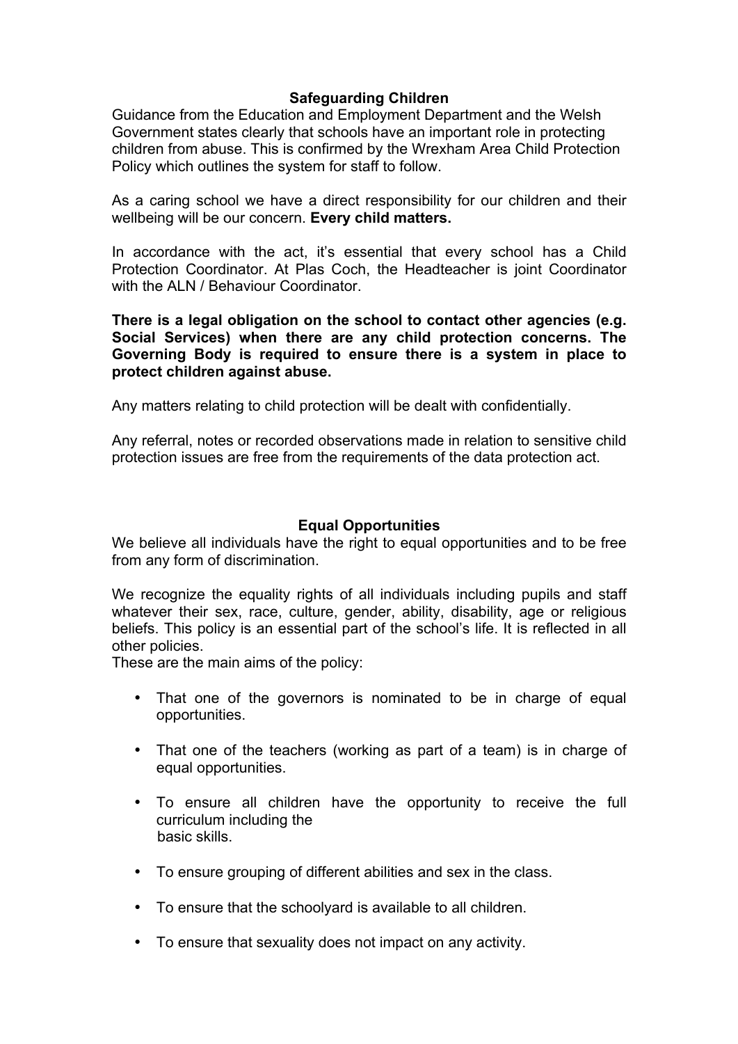## Safeguarding Children

Guidance from the Education and Employment Department and the Welsh Government states clearly that schools have an important role in protecting children from abuse. This is confirmed by the Wrexham Area Child Protection Policy which outlines the system for staff to follow.

As a caring school we have a direct responsibility for our children and their wellbeing will be our concern. **Every child matters.**

In accordance with the act, it's essential that every school has a Child Protection Coordinator. At Plas Coch, the Headteacher is joint Coordinator with the ALN / Behaviour Coordinator.

**There is a legal obligation on the school to contact other agencies (e.g. Social Services) when there are any child protection concerns. The Governing Body is required to ensure there is a system in place to protect children against abuse.**

Any matters relating to child protection will be dealt with confidentially.

Any referral, notes or recorded observations made in relation to sensitive child protection issues are free from the requirements of the data protection act.

## Equal Opportunities

We believe all individuals have the right to equal opportunities and to be free from any form of discrimination.

We recognize the equality rights of all individuals including pupils and staff whatever their sex, race, culture, gender, ability, disability, age or religious beliefs. This policy is an essential part of the school's life. It is reflected in all other policies.

These are the main aims of the policy:

- That one of the governors is nominated to be in charge of equal opportunities.
- That one of the teachers (working as part of a team) is in charge of equal opportunities.
- To ensure all children have the opportunity to receive the full curriculum including the basic skills.
- To ensure grouping of different abilities and sex in the class.
- To ensure that the schoolyard is available to all children.
- To ensure that sexuality does not impact on any activity.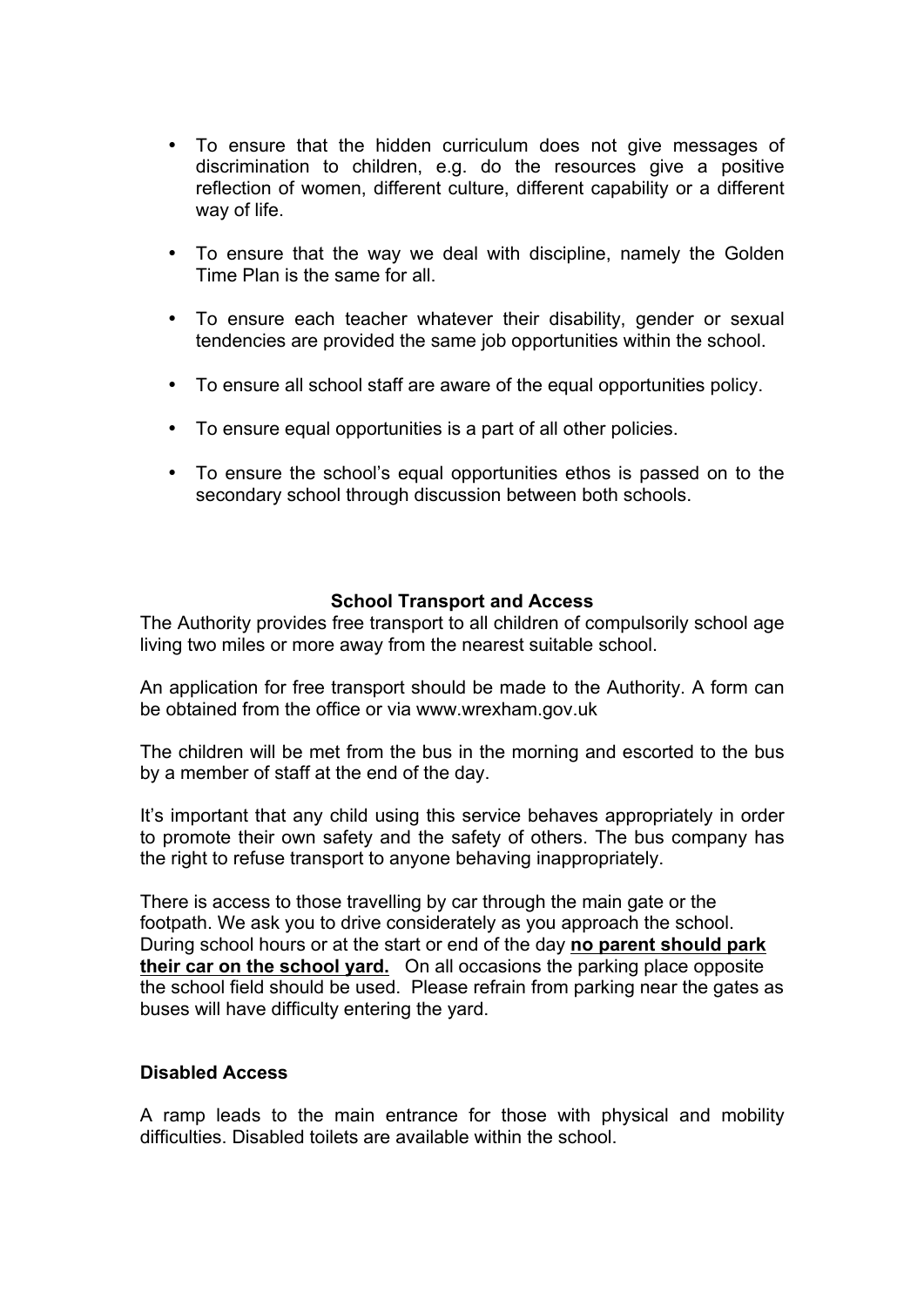- To ensure that the hidden curriculum does not give messages of discrimination to children, e.g. do the resources give a positive reflection of women, different culture, different capability or a different way of life.

- To ensure that the way we deal with discipline, namely the Golden Time Plan is the same for all.

- To ensure each teacher whatever their disability, gender or sexual tendencies are provided the same job opportunities within the school.

- To ensure all school staff are aware of the equal opportunities policy.

- To ensure equal opportunities is a part of all other policies.

- To ensure the school's equal opportunities ethos is passed on to the secondary school through discussion between both schools.

## School Transport and Access

The Authority provides free transport to all children of compulsorily school age living two miles or more away from the nearest suitable school.

An application for free transport should be made to the Authority. A form can be obtained from the office or via www.wrexham.gov.uk

The children will be met from the bus in the morning and escorted to the bus by a member of staff at the end of the day.

It's important that any child using this service behaves appropriately in order to promote their own safety and the safety of others. The bus company has the right to refuse transport to anyone behaving inappropriately.

There is access to those travelling by car through the main gate or the footpath. We ask you to drive considerately as you approach the school. During school hours or at the start or end of the day **no parent should park their car on the school yard.** On all occasions the parking place opposite the school field should be used. Please refrain from parking near the gates as buses will have difficulty entering the yard.

### Disabled Access

A ramp leads to the main entrance for those with physical and mobility difficulties. Disabled toilets are available within the school.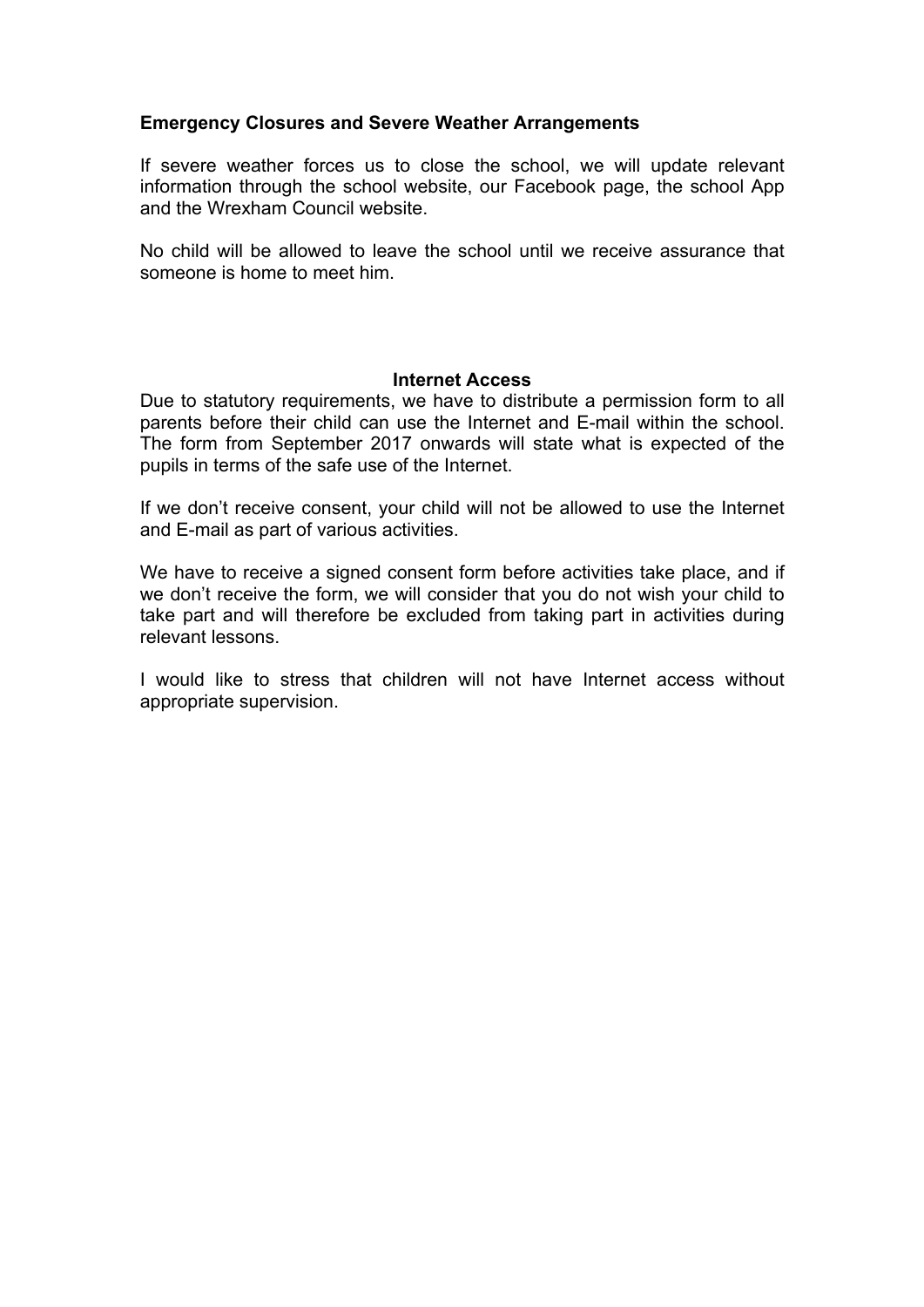**Emergency Closures and Severe Weather Arrangements**

If severe weather forces us to close the school, we will update relevant information through the school website, our Facebook page, the school App and the Wrexham Council website.

No child will be allowed to leave the school until we receive assurance that someone is home to meet him.

**Internet Access**

Due to statutory requirements, we have to distribute a permission form to all parents before their child can use the Internet and E-mail within the school. The form from September 2017 onwards will state what is expected of the pupils in terms of the safe use of the Internet.

If we don't receive consent, your child will not be allowed to use the Internet and E-mail as part of various activities.

We have to receive a signed consent form before activities take place, and if we don't receive the form, we will consider that you do not wish your child to take part and will therefore be excluded from taking part in activities during relevant lessons.

I would like to stress that children will not have Internet access without appropriate supervision.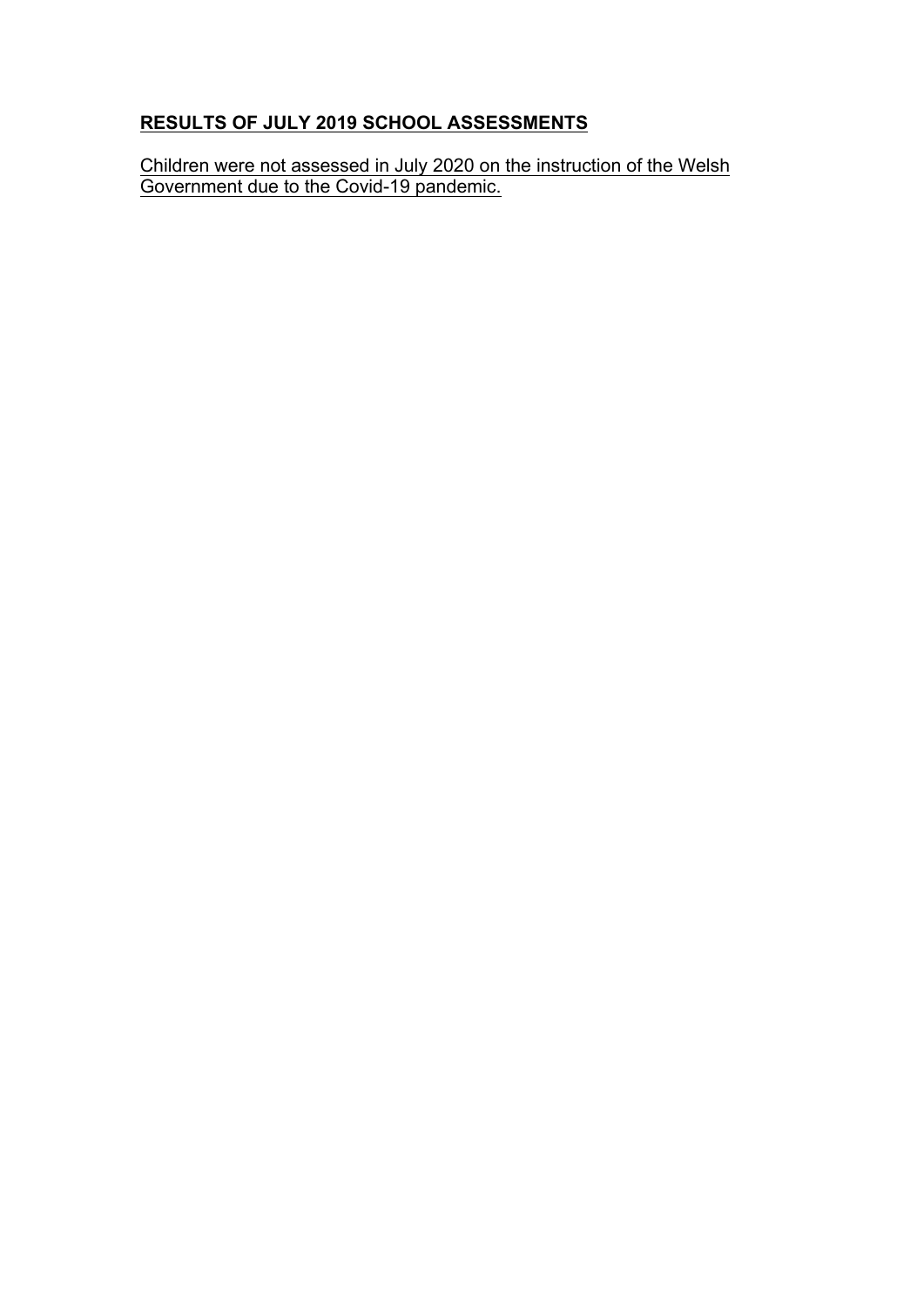## **RESULTS OF JULY 2019 SCHOOL ASSESSMENTS**

Children were not assessed in July 2020 on the instruction of the Welsh Government due to the Covid-19 pandemic.